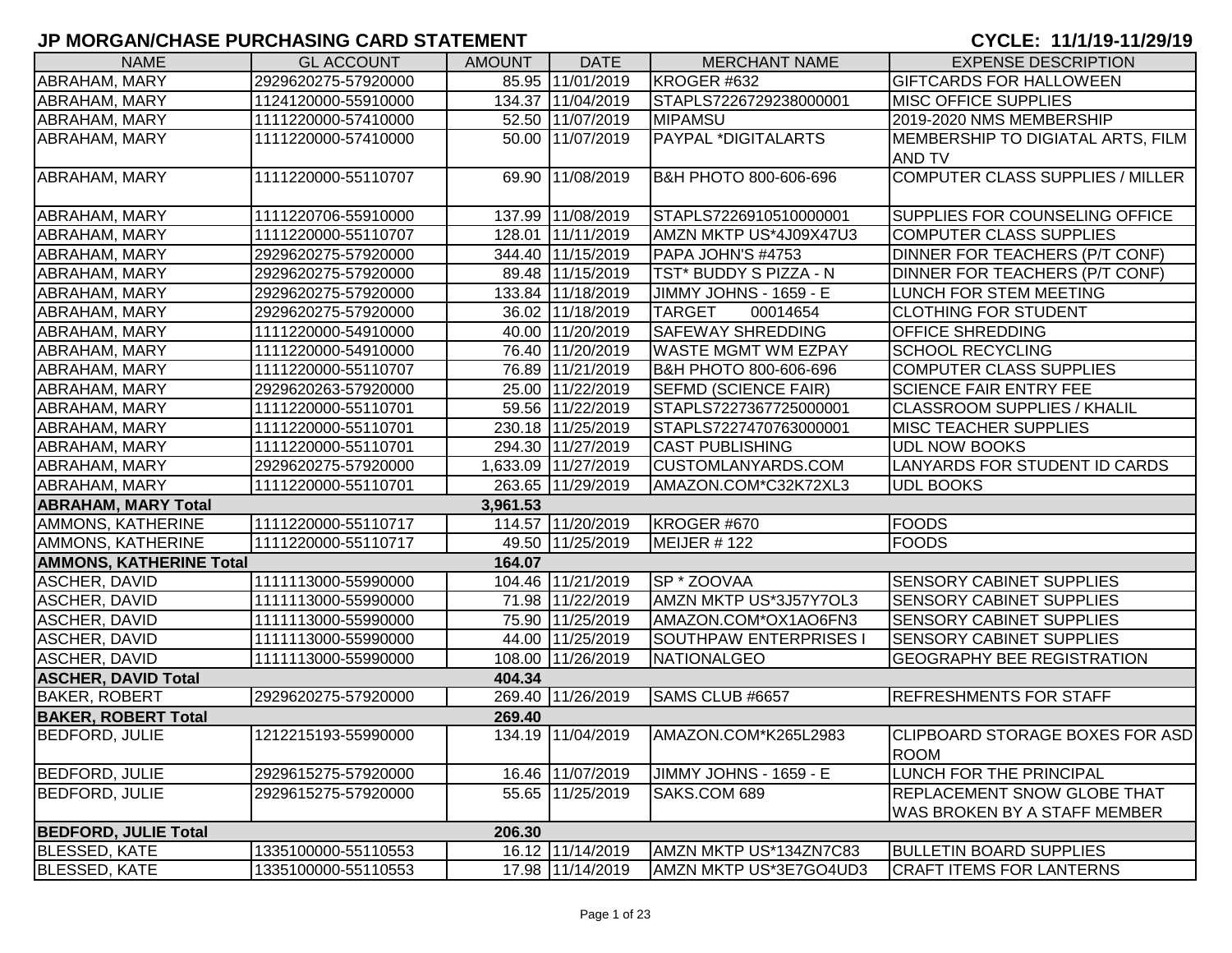# JP MORGAN/CHASE PURCHASING CARD STATEMENT

**CYCLE: 11/1/19-11/29/19**

| NAME | GL ACCOUNT | AMOUNT | DATE | MERCHANT NAME | EXPENSE DESCRIPTION |
|---|---|---|---|---|---|
| ABRAHAM, MARY | 2929620275-57920000 | 85.95 | 11/01/2019 | KROGER #632 | GIFTCARDS FOR HALLOWEEN |
| ABRAHAM, MARY | 1124120000-55910000 | 134.37 | 11/04/2019 | STAPLS7226729238000001 | MISC OFFICE SUPPLIES |
| ABRAHAM, MARY | 1111220000-57410000 | 52.50 | 11/07/2019 | MIPAMSU | 2019-2020 NMS MEMBERSHIP |
| ABRAHAM, MARY | 1111220000-57410000 | 50.00 | 11/07/2019 | PAYPAL *DIGITALARTS | MEMBERSHIP TO DIGIATAL ARTS, FILM AND TV |
| ABRAHAM, MARY | 1111220000-55110707 | 69.90 | 11/08/2019 | B&H PHOTO 800-606-696 | COMPUTER CLASS SUPPLIES / MILLER |
| ABRAHAM, MARY | 1111220706-55910000 | 137.99 | 11/08/2019 | STAPLS7226910510000001 | SUPPLIES FOR COUNSELING OFFICE |
| ABRAHAM, MARY | 1111220000-55110707 | 128.01 | 11/11/2019 | AMZN MKTP US*4J09X47U3 | COMPUTER CLASS SUPPLIES |
| ABRAHAM, MARY | 2929620275-57920000 | 344.40 | 11/15/2019 | PAPA JOHN'S #4753 | DINNER FOR TEACHERS (P/T CONF) |
| ABRAHAM, MARY | 2929620275-57920000 | 89.48 | 11/15/2019 | TST* BUDDY S PIZZA - N | DINNER FOR TEACHERS (P/T CONF) |
| ABRAHAM, MARY | 2929620275-57920000 | 133.84 | 11/18/2019 | JIMMY JOHNS - 1659 - E | LUNCH FOR STEM MEETING |
| ABRAHAM, MARY | 2929620275-57920000 | 36.02 | 11/18/2019 | TARGET 00014654 | CLOTHING FOR STUDENT |
| ABRAHAM, MARY | 1111220000-54910000 | 40.00 | 11/20/2019 | SAFEWAY SHREDDING | OFFICE SHREDDING |
| ABRAHAM, MARY | 1111220000-54910000 | 76.40 | 11/20/2019 | WASTE MGMT WM EZPAY | SCHOOL RECYCLING |
| ABRAHAM, MARY | 1111220000-55110707 | 76.89 | 11/21/2019 | B&H PHOTO 800-606-696 | COMPUTER CLASS SUPPLIES |
| ABRAHAM, MARY | 2929620263-57920000 | 25.00 | 11/22/2019 | SEFMD (SCIENCE FAIR) | SCIENCE FAIR ENTRY FEE |
| ABRAHAM, MARY | 1111220000-55110701 | 59.56 | 11/22/2019 | STAPLS7227367725000001 | CLASSROOM SUPPLIES / KHALIL |
| ABRAHAM, MARY | 1111220000-55110701 | 230.18 | 11/25/2019 | STAPLS7227470763000001 | MISC TEACHER SUPPLIES |
| ABRAHAM, MARY | 1111220000-55110701 | 294.30 | 11/27/2019 | CAST PUBLISHING | UDL NOW BOOKS |
| ABRAHAM, MARY | 2929620275-57920000 | 1,633.09 | 11/27/2019 | CUSTOMLANYARDS.COM | LANYARDS FOR STUDENT ID CARDS |
| ABRAHAM, MARY | 1111220000-55110701 | 263.65 | 11/29/2019 | AMAZON.COM*C32K72XL3 | UDL BOOKS |
| **ABRAHAM, MARY Total** | | **3,961.53** | | | |
| AMMONS, KATHERINE | 1111220000-55110717 | 114.57 | 11/20/2019 | KROGER #670 | FOODS |
| AMMONS, KATHERINE | 1111220000-55110717 | 49.50 | 11/25/2019 | MEIJER # 122 | FOODS |
| **AMMONS, KATHERINE Total** | | **164.07** | | | |
| ASCHER, DAVID | 1111113000-55990000 | 104.46 | 11/21/2019 | SP * ZOOVAA | SENSORY CABINET SUPPLIES |
| ASCHER, DAVID | 1111113000-55990000 | 71.98 | 11/22/2019 | AMZN MKTP US*3J57Y7OL3 | SENSORY CABINET SUPPLIES |
| ASCHER, DAVID | 1111113000-55990000 | 75.90 | 11/25/2019 | AMAZON.COM*OX1AO6FN3 | SENSORY CABINET SUPPLIES |
| ASCHER, DAVID | 1111113000-55990000 | 44.00 | 11/25/2019 | SOUTHPAW ENTERPRISES I | SENSORY CABINET SUPPLIES |
| ASCHER, DAVID | 1111113000-55990000 | 108.00 | 11/26/2019 | NATIONALGEO | GEOGRAPHY BEE REGISTRATION |
| **ASCHER, DAVID Total** | | **404.34** | | | |
| BAKER, ROBERT | 2929620275-57920000 | 269.40 | 11/26/2019 | SAMS CLUB #6657 | REFRESHMENTS FOR STAFF |
| **BAKER, ROBERT Total** | | **269.40** | | | |
| BEDFORD, JULIE | 1212215193-55990000 | 134.19 | 11/04/2019 | AMAZON.COM*K265L2983 | CLIPBOARD STORAGE BOXES FOR ASD ROOM |
| BEDFORD, JULIE | 2929615275-57920000 | 16.46 | 11/07/2019 | JIMMY JOHNS - 1659 - E | LUNCH FOR THE PRINCIPAL |
| BEDFORD, JULIE | 2929615275-57920000 | 55.65 | 11/25/2019 | SAKS.COM 689 | REPLACEMENT SNOW GLOBE THAT WAS BROKEN BY A STAFF MEMBER |
| **BEDFORD, JULIE Total** | | **206.30** | | | |
| BLESSED, KATE | 1335100000-55110553 | 16.12 | 11/14/2019 | AMZN MKTP US*134ZN7C83 | BULLETIN BOARD SUPPLIES |
| BLESSED, KATE | 1335100000-55110553 | 17.98 | 11/14/2019 | AMZN MKTP US*3E7GO4UD3 | CRAFT ITEMS FOR LANTERNS |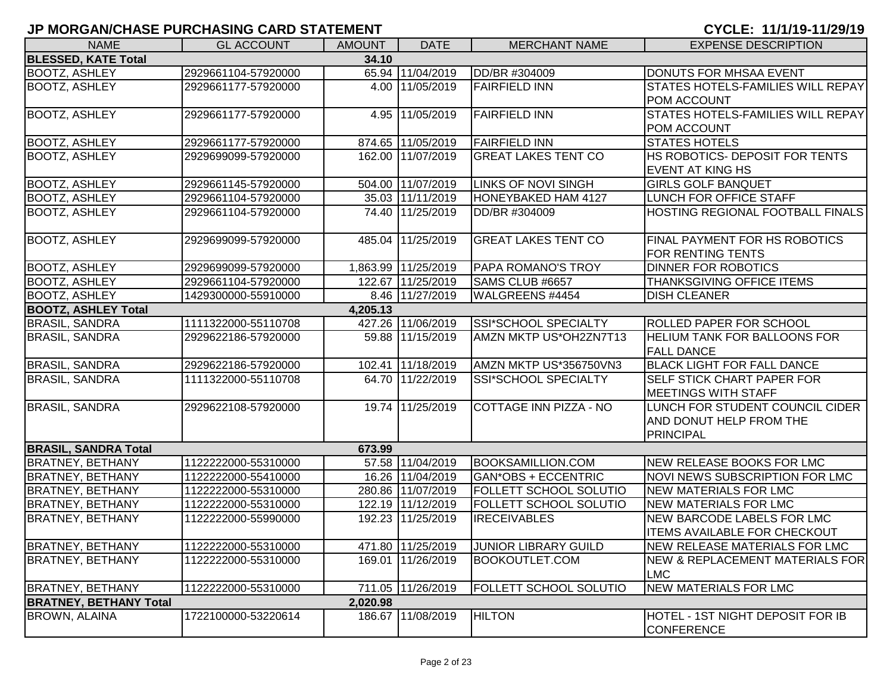## JP MORGAN/CHASE PURCHASING CARD STATEMENT

**CYCLE: 11/1/19-11/29/19**

| NAME | GL ACCOUNT | AMOUNT | DATE | MERCHANT NAME | EXPENSE DESCRIPTION |
|---|---|---|---|---|---|
| **BLESSED, KATE Total** | | **34.10** | | | |
| BOOTZ, ASHLEY | 2929661104-57920000 | 65.94 | 11/04/2019 | DD/BR #304009 | DONUTS FOR MHSAA EVENT |
| BOOTZ, ASHLEY | 2929661177-57920000 | 4.00 | 11/05/2019 | FAIRFIELD INN | STATES HOTELS-FAMILIES WILL REPAY POM ACCOUNT |
| BOOTZ, ASHLEY | 2929661177-57920000 | 4.95 | 11/05/2019 | FAIRFIELD INN | STATES HOTELS-FAMILIES WILL REPAY POM ACCOUNT |
| BOOTZ, ASHLEY | 2929661177-57920000 | 874.65 | 11/05/2019 | FAIRFIELD INN | STATES HOTELS |
| BOOTZ, ASHLEY | 2929699099-57920000 | 162.00 | 11/07/2019 | GREAT LAKES TENT CO | HS ROBOTICS- DEPOSIT FOR TENTS EVENT AT KING HS |
| BOOTZ, ASHLEY | 2929661145-57920000 | 504.00 | 11/07/2019 | LINKS OF NOVI SINGH | GIRLS GOLF BANQUET |
| BOOTZ, ASHLEY | 2929661104-57920000 | 35.03 | 11/11/2019 | HONEYBAKED HAM 4127 | LUNCH FOR OFFICE STAFF |
| BOOTZ, ASHLEY | 2929661104-57920000 | 74.40 | 11/25/2019 | DD/BR #304009 | HOSTING REGIONAL FOOTBALL FINALS |
| BOOTZ, ASHLEY | 2929699099-57920000 | 485.04 | 11/25/2019 | GREAT LAKES TENT CO | FINAL PAYMENT FOR HS ROBOTICS FOR RENTING TENTS |
| BOOTZ, ASHLEY | 2929699099-57920000 | 1,863.99 | 11/25/2019 | PAPA ROMANO'S TROY | DINNER FOR ROBOTICS |
| BOOTZ, ASHLEY | 2929661104-57920000 | 122.67 | 11/25/2019 | SAMS CLUB #6657 | THANKSGIVING OFFICE ITEMS |
| BOOTZ, ASHLEY | 1429300000-55910000 | 8.46 | 11/27/2019 | WALGREENS #4454 | DISH CLEANER |
| **BOOTZ, ASHLEY Total** | | **4,205.13** | | | |
| BRASIL, SANDRA | 1111322000-55110708 | 427.26 | 11/06/2019 | SSI*SCHOOL SPECIALTY | ROLLED PAPER FOR SCHOOL |
| BRASIL, SANDRA | 2929622186-57920000 | 59.88 | 11/15/2019 | AMZN MKTP US*OH2ZN7T13 | HELIUM TANK FOR BALLOONS FOR FALL DANCE |
| BRASIL, SANDRA | 2929622186-57920000 | 102.41 | 11/18/2019 | AMZN MKTP US*356750VN3 | BLACK LIGHT FOR FALL DANCE |
| BRASIL, SANDRA | 1111322000-55110708 | 64.70 | 11/22/2019 | SSI*SCHOOL SPECIALTY | SELF STICK CHART PAPER FOR MEETINGS WITH STAFF |
| BRASIL, SANDRA | 2929622108-57920000 | 19.74 | 11/25/2019 | COTTAGE INN PIZZA - NO | LUNCH FOR STUDENT COUNCIL CIDER AND DONUT HELP FROM THE PRINCIPAL |
| **BRASIL, SANDRA Total** | | **673.99** | | | |
| BRATNEY, BETHANY | 1122222000-55310000 | 57.58 | 11/04/2019 | BOOKSAMILLION.COM | NEW RELEASE BOOKS FOR LMC |
| BRATNEY, BETHANY | 1122222000-55410000 | 16.26 | 11/04/2019 | GAN*OBS + ECCENTRIC | NOVI NEWS SUBSCRIPTION FOR LMC |
| BRATNEY, BETHANY | 1122222000-55310000 | 280.86 | 11/07/2019 | FOLLETT SCHOOL SOLUTIO | NEW MATERIALS FOR LMC |
| BRATNEY, BETHANY | 1122222000-55310000 | 122.19 | 11/12/2019 | FOLLETT SCHOOL SOLUTIO | NEW MATERIALS FOR LMC |
| BRATNEY, BETHANY | 1122222000-55990000 | 192.23 | 11/25/2019 | IRECEIVABLES | NEW BARCODE LABELS FOR LMC ITEMS AVAILABLE FOR CHECKOUT |
| BRATNEY, BETHANY | 1122222000-55310000 | 471.80 | 11/25/2019 | JUNIOR LIBRARY GUILD | NEW RELEASE MATERIALS FOR LMC |
| BRATNEY, BETHANY | 1122222000-55310000 | 169.01 | 11/26/2019 | BOOKOUTLET.COM | NEW & REPLACEMENT MATERIALS FOR LMC |
| BRATNEY, BETHANY | 1122222000-55310000 | 711.05 | 11/26/2019 | FOLLETT SCHOOL SOLUTIO | NEW MATERIALS FOR LMC |
| **BRATNEY, BETHANY Total** | | **2,020.98** | | | |
| BROWN, ALAINA | 1722100000-53220614 | 186.67 | 11/08/2019 | HILTON | HOTEL - 1ST NIGHT DEPOSIT FOR IB CONFERENCE |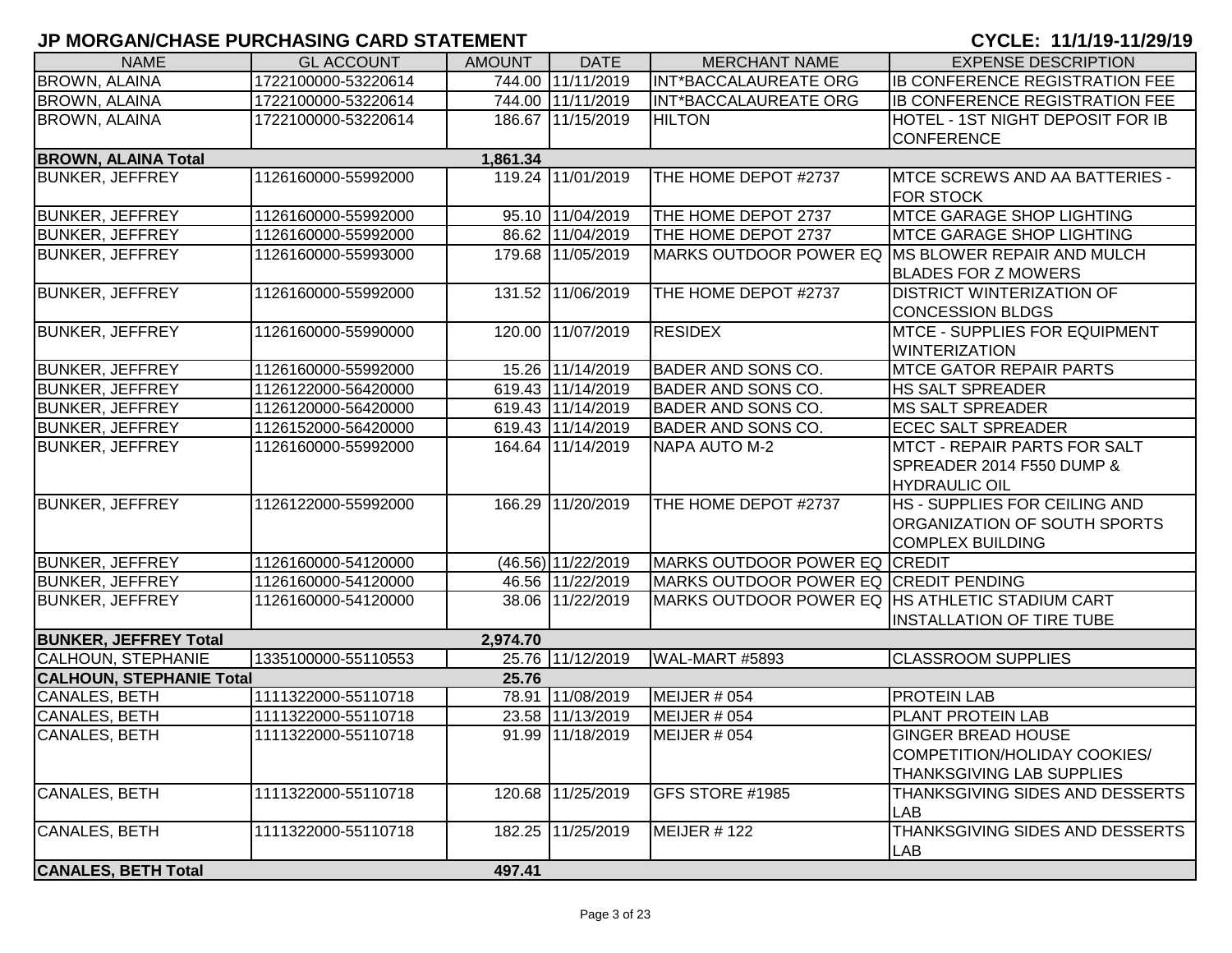# JP MORGAN/CHASE PURCHASING CARD STATEMENT

**CYCLE: 11/1/19-11/29/19**

| NAME | GL ACCOUNT | AMOUNT | DATE | MERCHANT NAME | EXPENSE DESCRIPTION |
|---|---|---|---|---|---|
| BROWN, ALAINA | 1722100000-53220614 | 744.00 | 11/11/2019 | INT*BACCALAUREATE ORG | IB CONFERENCE REGISTRATION FEE |
| BROWN, ALAINA | 1722100000-53220614 | 744.00 | 11/11/2019 | INT*BACCALAUREATE ORG | IB CONFERENCE REGISTRATION FEE |
| BROWN, ALAINA | 1722100000-53220614 | 186.67 | 11/15/2019 | HILTON | HOTEL - 1ST NIGHT DEPOSIT FOR IB CONFERENCE |
| **BROWN, ALAINA Total** | | **1,861.34** | | | |
| BUNKER, JEFFREY | 1126160000-55992000 | 119.24 | 11/01/2019 | THE HOME DEPOT #2737 | MTCE SCREWS AND AA BATTERIES - FOR STOCK |
| BUNKER, JEFFREY | 1126160000-55992000 | 95.10 | 11/04/2019 | THE HOME DEPOT 2737 | MTCE GARAGE SHOP LIGHTING |
| BUNKER, JEFFREY | 1126160000-55992000 | 86.62 | 11/04/2019 | THE HOME DEPOT 2737 | MTCE GARAGE SHOP LIGHTING |
| BUNKER, JEFFREY | 1126160000-55993000 | 179.68 | 11/05/2019 | MARKS OUTDOOR POWER EQ | MS BLOWER REPAIR AND MULCH BLADES FOR Z MOWERS |
| BUNKER, JEFFREY | 1126160000-55992000 | 131.52 | 11/06/2019 | THE HOME DEPOT #2737 | DISTRICT WINTERIZATION OF CONCESSION BLDGS |
| BUNKER, JEFFREY | 1126160000-55990000 | 120.00 | 11/07/2019 | RESIDEX | MTCE - SUPPLIES FOR EQUIPMENT WINTERIZATION |
| BUNKER, JEFFREY | 1126160000-55992000 | 15.26 | 11/14/2019 | BADER AND SONS CO. | MTCE GATOR REPAIR PARTS |
| BUNKER, JEFFREY | 1126122000-56420000 | 619.43 | 11/14/2019 | BADER AND SONS CO. | HS SALT SPREADER |
| BUNKER, JEFFREY | 1126120000-56420000 | 619.43 | 11/14/2019 | BADER AND SONS CO. | MS SALT SPREADER |
| BUNKER, JEFFREY | 1126152000-56420000 | 619.43 | 11/14/2019 | BADER AND SONS CO. | ECEC SALT SPREADER |
| BUNKER, JEFFREY | 1126160000-55992000 | 164.64 | 11/14/2019 | NAPA AUTO M-2 | MTCT - REPAIR PARTS FOR SALT SPREADER 2014 F550 DUMP & HYDRAULIC OIL |
| BUNKER, JEFFREY | 1126122000-55992000 | 166.29 | 11/20/2019 | THE HOME DEPOT #2737 | HS - SUPPLIES FOR CEILING AND ORGANIZATION OF SOUTH SPORTS COMPLEX BUILDING |
| BUNKER, JEFFREY | 1126160000-54120000 | (46.56) | 11/22/2019 | MARKS OUTDOOR POWER EQ | CREDIT |
| BUNKER, JEFFREY | 1126160000-54120000 | 46.56 | 11/22/2019 | MARKS OUTDOOR POWER EQ | CREDIT PENDING |
| BUNKER, JEFFREY | 1126160000-54120000 | 38.06 | 11/22/2019 | MARKS OUTDOOR POWER EQ | HS ATHLETIC STADIUM CART INSTALLATION OF TIRE TUBE |
| **BUNKER, JEFFREY Total** | | **2,974.70** | | | |
| CALHOUN, STEPHANIE | 1335100000-55110553 | 25.76 | 11/12/2019 | WAL-MART #5893 | CLASSROOM SUPPLIES |
| **CALHOUN, STEPHANIE Total** | | **25.76** | | | |
| CANALES, BETH | 1111322000-55110718 | 78.91 | 11/08/2019 | MEIJER # 054 | PROTEIN LAB |
| CANALES, BETH | 1111322000-55110718 | 23.58 | 11/13/2019 | MEIJER # 054 | PLANT PROTEIN LAB |
| CANALES, BETH | 1111322000-55110718 | 91.99 | 11/18/2019 | MEIJER # 054 | GINGER BREAD HOUSE COMPETITION/HOLIDAY COOKIES/ THANKSGIVING LAB SUPPLIES |
| CANALES, BETH | 1111322000-55110718 | 120.68 | 11/25/2019 | GFS STORE #1985 | THANKSGIVING SIDES AND DESSERTS LAB |
| CANALES, BETH | 1111322000-55110718 | 182.25 | 11/25/2019 | MEIJER # 122 | THANKSGIVING SIDES AND DESSERTS LAB |
| **CANALES, BETH Total** | | **497.41** | | | |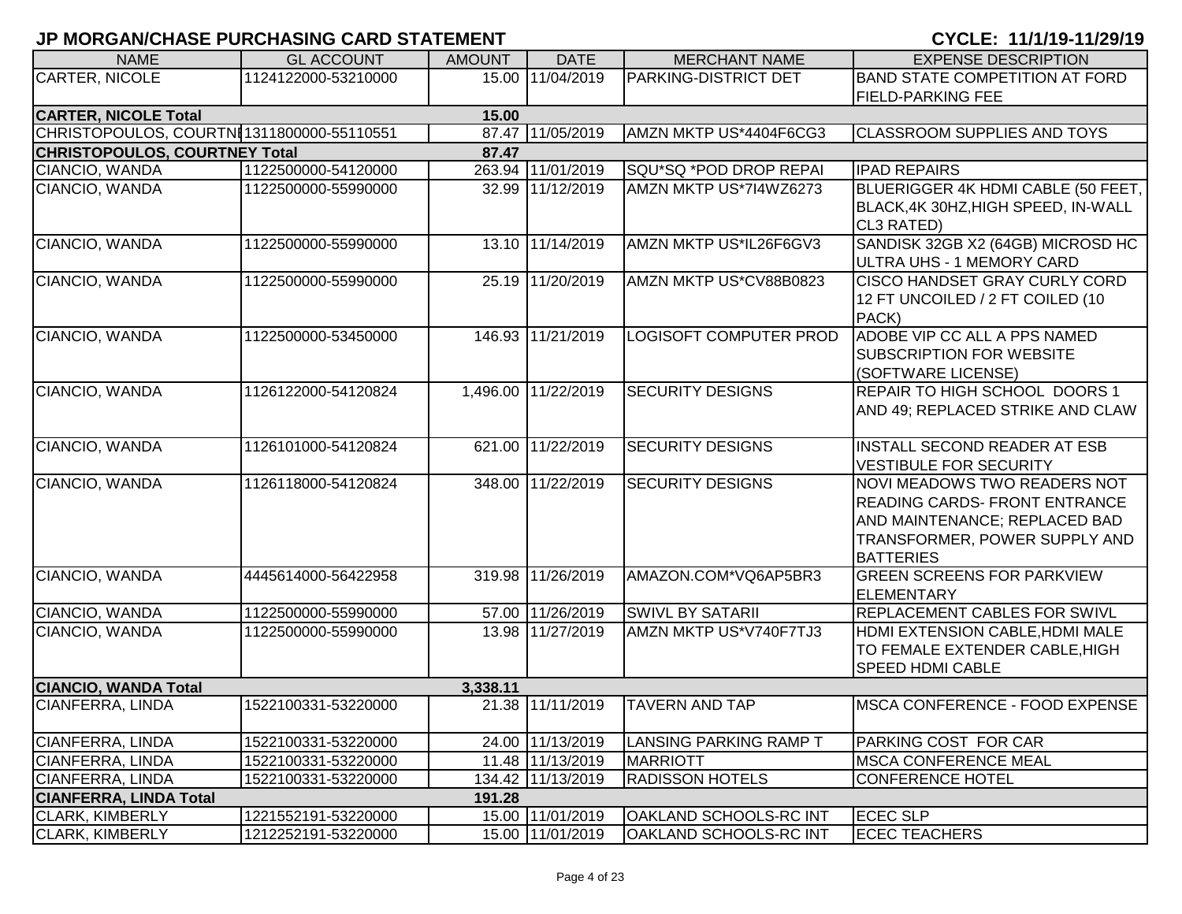## JP MORGAN/CHASE PURCHASING CARD STATEMENT

**CYCLE: 11/1/19-11/29/19**

| NAME | GL ACCOUNT | AMOUNT | DATE | MERCHANT NAME | EXPENSE DESCRIPTION |
|---|---|---|---|---|---|
| CARTER, NICOLE | 1124122000-53210000 | 15.00 | 11/04/2019 | PARKING-DISTRICT DET | BAND STATE COMPETITION AT FORD FIELD-PARKING FEE |
| **CARTER, NICOLE Total** | | **15.00** | | | |
| CHRISTOPOULOS, COURTNI | 1311800000-55110551 | 87.47 | 11/05/2019 | AMZN MKTP US*4404F6CG3 | CLASSROOM SUPPLIES AND TOYS |
| **CHRISTOPOULOS, COURTNEY Total** | | **87.47** | | | |
| CIANCIO, WANDA | 1122500000-54120000 | 263.94 | 11/01/2019 | SQU*SQ *POD DROP REPAI | IPAD REPAIRS |
| CIANCIO, WANDA | 1122500000-55990000 | 32.99 | 11/12/2019 | AMZN MKTP US*7I4WZ6273 | BLUERIGGER 4K HDMI CABLE (50 FEET, BLACK,4K 30HZ,HIGH SPEED, IN-WALL CL3 RATED) |
| CIANCIO, WANDA | 1122500000-55990000 | 13.10 | 11/14/2019 | AMZN MKTP US*IL26F6GV3 | SANDISK 32GB X2 (64GB) MICROSD HC ULTRA UHS - 1 MEMORY CARD |
| CIANCIO, WANDA | 1122500000-55990000 | 25.19 | 11/20/2019 | AMZN MKTP US*CV88B0823 | CISCO HANDSET GRAY CURLY CORD 12 FT UNCOILED / 2 FT COILED (10 PACK) |
| CIANCIO, WANDA | 1122500000-53450000 | 146.93 | 11/21/2019 | LOGISOFT COMPUTER PROD | ADOBE VIP CC ALL A PPS NAMED SUBSCRIPTION FOR WEBSITE (SOFTWARE LICENSE) |
| CIANCIO, WANDA | 1126122000-54120824 | 1,496.00 | 11/22/2019 | SECURITY DESIGNS | REPAIR TO HIGH SCHOOL DOORS 1 AND 49; REPLACED STRIKE AND CLAW |
| CIANCIO, WANDA | 1126101000-54120824 | 621.00 | 11/22/2019 | SECURITY DESIGNS | INSTALL SECOND READER AT ESB VESTIBULE FOR SECURITY |
| CIANCIO, WANDA | 1126118000-54120824 | 348.00 | 11/22/2019 | SECURITY DESIGNS | NOVI MEADOWS TWO READERS NOT READING CARDS- FRONT ENTRANCE AND MAINTENANCE; REPLACED BAD TRANSFORMER, POWER SUPPLY AND BATTERIES |
| CIANCIO, WANDA | 4445614000-56422958 | 319.98 | 11/26/2019 | AMAZON.COM*VQ6AP5BR3 | GREEN SCREENS FOR PARKVIEW ELEMENTARY |
| CIANCIO, WANDA | 1122500000-55990000 | 57.00 | 11/26/2019 | SWIVL BY SATARII | REPLACEMENT CABLES FOR SWIVL |
| CIANCIO, WANDA | 1122500000-55990000 | 13.98 | 11/27/2019 | AMZN MKTP US*V740F7TJ3 | HDMI EXTENSION CABLE,HDMI MALE TO FEMALE EXTENDER CABLE,HIGH SPEED HDMI CABLE |
| **CIANCIO, WANDA Total** | | **3,338.11** | | | |
| CIANFERRA, LINDA | 1522100331-53220000 | 21.38 | 11/11/2019 | TAVERN AND TAP | MSCA CONFERENCE - FOOD EXPENSE |
| CIANFERRA, LINDA | 1522100331-53220000 | 24.00 | 11/13/2019 | LANSING PARKING RAMP T | PARKING COST FOR CAR |
| CIANFERRA, LINDA | 1522100331-53220000 | 11.48 | 11/13/2019 | MARRIOTT | MSCA CONFERENCE MEAL |
| CIANFERRA, LINDA | 1522100331-53220000 | 134.42 | 11/13/2019 | RADISSON HOTELS | CONFERENCE HOTEL |
| **CIANFERRA, LINDA Total** | | **191.28** | | | |
| CLARK, KIMBERLY | 1221552191-53220000 | 15.00 | 11/01/2019 | OAKLAND SCHOOLS-RC INT | ECEC SLP |
| CLARK, KIMBERLY | 1212252191-53220000 | 15.00 | 11/01/2019 | OAKLAND SCHOOLS-RC INT | ECEC TEACHERS |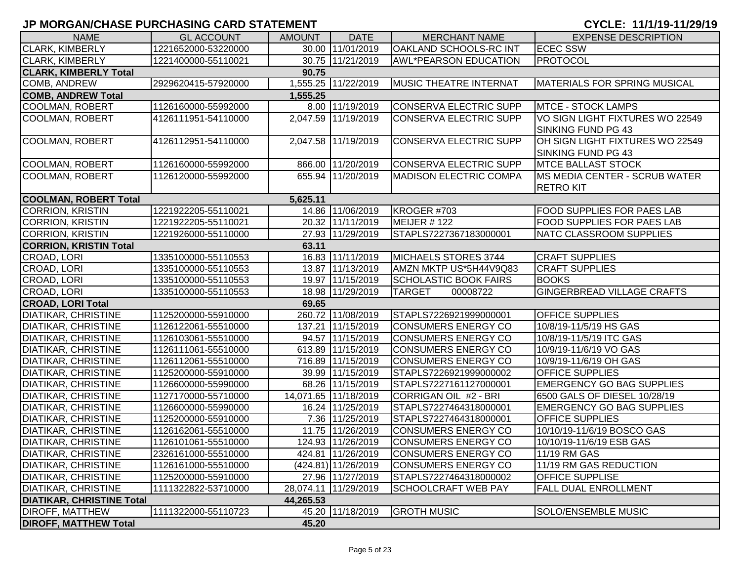# JP MORGAN/CHASE PURCHASING CARD STATEMENT

**CYCLE: 11/1/19-11/29/19**

| NAME | GL ACCOUNT | AMOUNT | DATE | MERCHANT NAME | EXPENSE DESCRIPTION |
|---|---|---|---|---|---|
| CLARK, KIMBERLY | 1221652000-53220000 | 30.00 | 11/01/2019 | OAKLAND SCHOOLS-RC INT | ECEC SSW |
| CLARK, KIMBERLY | 1221400000-55110021 | 30.75 | 11/21/2019 | AWL*PEARSON EDUCATION | PROTOCOL |
| **CLARK, KIMBERLY Total** | | **90.75** | | | |
| COMB, ANDREW | 2929620415-57920000 | 1,555.25 | 11/22/2019 | MUSIC THEATRE INTERNAT | MATERIALS FOR SPRING MUSICAL |
| **COMB, ANDREW Total** | | **1,555.25** | | | |
| COOLMAN, ROBERT | 1126160000-55992000 | 8.00 | 11/19/2019 | CONSERVA ELECTRIC SUPP | MTCE - STOCK LAMPS |
| COOLMAN, ROBERT | 4126111951-54110000 | 2,047.59 | 11/19/2019 | CONSERVA ELECTRIC SUPP | VO SIGN LIGHT FIXTURES WO 22549 SINKING FUND PG 43 |
| COOLMAN, ROBERT | 4126112951-54110000 | 2,047.58 | 11/19/2019 | CONSERVA ELECTRIC SUPP | OH SIGN LIGHT FIXTURES WO 22549 SINKING FUND PG 43 |
| COOLMAN, ROBERT | 1126160000-55992000 | 866.00 | 11/20/2019 | CONSERVA ELECTRIC SUPP | MTCE BALLAST STOCK |
| COOLMAN, ROBERT | 1126120000-55992000 | 655.94 | 11/20/2019 | MADISON ELECTRIC COMPA | MS MEDIA CENTER - SCRUB WATER RETRO KIT |
| **COOLMAN, ROBERT Total** | | **5,625.11** | | | |
| CORRION, KRISTIN | 1221922205-55110021 | 14.86 | 11/06/2019 | KROGER #703 | FOOD SUPPLIES FOR PAES LAB |
| CORRION, KRISTIN | 1221922205-55110021 | 20.32 | 11/11/2019 | MEIJER # 122 | FOOD SUPPLIES FOR PAES LAB |
| CORRION, KRISTIN | 1221926000-55110000 | 27.93 | 11/29/2019 | STAPLS7227367183000001 | NATC CLASSROOM SUPPLIES |
| **CORRION, KRISTIN Total** | | **63.11** | | | |
| CROAD, LORI | 1335100000-55110553 | 16.83 | 11/11/2019 | MICHAELS STORES 3744 | CRAFT SUPPLIES |
| CROAD, LORI | 1335100000-55110553 | 13.87 | 11/13/2019 | AMZN MKTP US*5H44V9Q83 | CRAFT SUPPLIES |
| CROAD, LORI | 1335100000-55110553 | 19.97 | 11/15/2019 | SCHOLASTIC BOOK FAIRS | BOOKS |
| CROAD, LORI | 1335100000-55110553 | 18.98 | 11/29/2019 | TARGET 00008722 | GINGERBREAD VILLAGE CRAFTS |
| **CROAD, LORI Total** | | **69.65** | | | |
| DIATIKAR, CHRISTINE | 1125200000-55910000 | 260.72 | 11/08/2019 | STAPLS7226921999000001 | OFFICE SUPPLIES |
| DIATIKAR, CHRISTINE | 1126122061-55510000 | 137.21 | 11/15/2019 | CONSUMERS ENERGY CO | 10/8/19-11/5/19 HS GAS |
| DIATIKAR, CHRISTINE | 1126103061-55510000 | 94.57 | 11/15/2019 | CONSUMERS ENERGY CO | 10/8/19-11/5/19 ITC GAS |
| DIATIKAR, CHRISTINE | 1126111061-55510000 | 613.89 | 11/15/2019 | CONSUMERS ENERGY CO | 10/9/19-11/6/19 VO GAS |
| DIATIKAR, CHRISTINE | 1126112061-55510000 | 716.89 | 11/15/2019 | CONSUMERS ENERGY CO | 10/9/19-11/6/19 OH GAS |
| DIATIKAR, CHRISTINE | 1125200000-55910000 | 39.99 | 11/15/2019 | STAPLS7226921999000002 | OFFICE SUPPLIES |
| DIATIKAR, CHRISTINE | 1126600000-55990000 | 68.26 | 11/15/2019 | STAPLS7227161127000001 | EMERGENCY GO BAG SUPPLIES |
| DIATIKAR, CHRISTINE | 1127170000-55710000 | 14,071.65 | 11/18/2019 | CORRIGAN OIL #2 - BRI | 6500 GALS OF DIESEL 10/28/19 |
| DIATIKAR, CHRISTINE | 1126600000-55990000 | 16.24 | 11/25/2019 | STAPLS7227464318000001 | EMERGENCY GO BAG SUPPLIES |
| DIATIKAR, CHRISTINE | 1125200000-55910000 | 7.36 | 11/25/2019 | STAPLS7227464318000001 | OFFICE SUPPLIES |
| DIATIKAR, CHRISTINE | 1126162061-55510000 | 11.75 | 11/26/2019 | CONSUMERS ENERGY CO | 10/10/19-11/6/19 BOSCO GAS |
| DIATIKAR, CHRISTINE | 1126101061-55510000 | 124.93 | 11/26/2019 | CONSUMERS ENERGY CO | 10/10/19-11/6/19 ESB GAS |
| DIATIKAR, CHRISTINE | 2326161000-55510000 | 424.81 | 11/26/2019 | CONSUMERS ENERGY CO | 11/19 RM GAS |
| DIATIKAR, CHRISTINE | 1126161000-55510000 | (424.81) | 11/26/2019 | CONSUMERS ENERGY CO | 11/19 RM GAS REDUCTION |
| DIATIKAR, CHRISTINE | 1125200000-55910000 | 27.96 | 11/27/2019 | STAPLS7227464318000002 | OFFICE SUPPLISE |
| DIATIKAR, CHRISTINE | 1111322822-53710000 | 28,074.11 | 11/29/2019 | SCHOOLCRAFT WEB PAY | FALL DUAL ENROLLMENT |
| **DIATIKAR, CHRISTINE Total** | | **44,265.53** | | | |
| DIROFF, MATTHEW | 1111322000-55110723 | 45.20 | 11/18/2019 | GROTH MUSIC | SOLO/ENSEMBLE MUSIC |
| **DIROFF, MATTHEW Total** | | **45.20** | | | |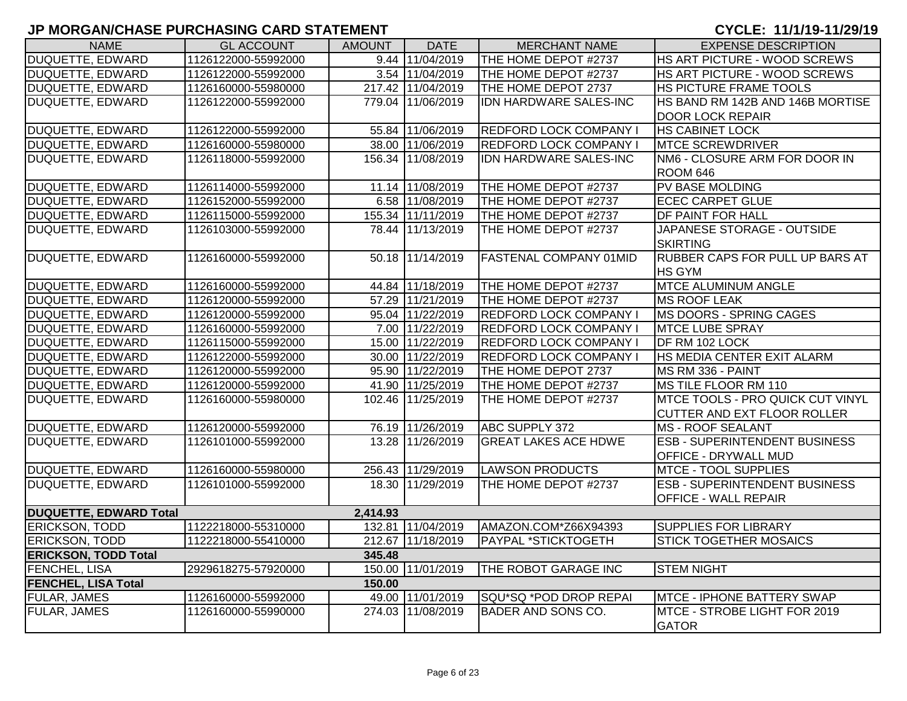# JP MORGAN/CHASE PURCHASING CARD STATEMENT

**CYCLE: 11/1/19-11/29/19**

| NAME | GL ACCOUNT | AMOUNT | DATE | MERCHANT NAME | EXPENSE DESCRIPTION |
|---|---|---|---|---|---|
| DUQUETTE, EDWARD | 1126122000-55992000 | 9.44 | 11/04/2019 | THE HOME DEPOT #2737 | HS ART PICTURE - WOOD SCREWS |
| DUQUETTE, EDWARD | 1126122000-55992000 | 3.54 | 11/04/2019 | THE HOME DEPOT #2737 | HS ART PICTURE - WOOD SCREWS |
| DUQUETTE, EDWARD | 1126160000-55980000 | 217.42 | 11/04/2019 | THE HOME DEPOT 2737 | HS PICTURE FRAME TOOLS |
| DUQUETTE, EDWARD | 1126122000-55992000 | 779.04 | 11/06/2019 | IDN HARDWARE SALES-INC | HS BAND RM 142B AND 146B MORTISE DOOR LOCK REPAIR |
| DUQUETTE, EDWARD | 1126122000-55992000 | 55.84 | 11/06/2019 | REDFORD LOCK COMPANY I | HS CABINET LOCK |
| DUQUETTE, EDWARD | 1126160000-55980000 | 38.00 | 11/06/2019 | REDFORD LOCK COMPANY I | MTCE SCREWDRIVER |
| DUQUETTE, EDWARD | 1126118000-55992000 | 156.34 | 11/08/2019 | IDN HARDWARE SALES-INC | NM6 - CLOSURE ARM FOR DOOR IN ROOM 646 |
| DUQUETTE, EDWARD | 1126114000-55992000 | 11.14 | 11/08/2019 | THE HOME DEPOT #2737 | PV BASE MOLDING |
| DUQUETTE, EDWARD | 1126152000-55992000 | 6.58 | 11/08/2019 | THE HOME DEPOT #2737 | ECEC CARPET GLUE |
| DUQUETTE, EDWARD | 1126115000-55992000 | 155.34 | 11/11/2019 | THE HOME DEPOT #2737 | DF PAINT FOR HALL |
| DUQUETTE, EDWARD | 1126103000-55992000 | 78.44 | 11/13/2019 | THE HOME DEPOT #2737 | JAPANESE STORAGE - OUTSIDE SKIRTING |
| DUQUETTE, EDWARD | 1126160000-55992000 | 50.18 | 11/14/2019 | FASTENAL COMPANY 01MID | RUBBER CAPS FOR PULL UP BARS AT HS GYM |
| DUQUETTE, EDWARD | 1126160000-55992000 | 44.84 | 11/18/2019 | THE HOME DEPOT #2737 | MTCE ALUMINUM ANGLE |
| DUQUETTE, EDWARD | 1126120000-55992000 | 57.29 | 11/21/2019 | THE HOME DEPOT #2737 | MS ROOF LEAK |
| DUQUETTE, EDWARD | 1126120000-55992000 | 95.04 | 11/22/2019 | REDFORD LOCK COMPANY I | MS DOORS - SPRING CAGES |
| DUQUETTE, EDWARD | 1126160000-55992000 | 7.00 | 11/22/2019 | REDFORD LOCK COMPANY I | MTCE LUBE SPRAY |
| DUQUETTE, EDWARD | 1126115000-55992000 | 15.00 | 11/22/2019 | REDFORD LOCK COMPANY I | DF RM 102 LOCK |
| DUQUETTE, EDWARD | 1126122000-55992000 | 30.00 | 11/22/2019 | REDFORD LOCK COMPANY I | HS MEDIA CENTER EXIT ALARM |
| DUQUETTE, EDWARD | 1126120000-55992000 | 95.90 | 11/22/2019 | THE HOME DEPOT 2737 | MS RM 336 - PAINT |
| DUQUETTE, EDWARD | 1126120000-55992000 | 41.90 | 11/25/2019 | THE HOME DEPOT #2737 | MS TILE FLOOR RM 110 |
| DUQUETTE, EDWARD | 1126160000-55980000 | 102.46 | 11/25/2019 | THE HOME DEPOT #2737 | MTCE TOOLS - PRO QUICK CUT VINYL CUTTER AND EXT FLOOR ROLLER |
| DUQUETTE, EDWARD | 1126120000-55992000 | 76.19 | 11/26/2019 | ABC SUPPLY 372 | MS - ROOF SEALANT |
| DUQUETTE, EDWARD | 1126101000-55992000 | 13.28 | 11/26/2019 | GREAT LAKES ACE HDWE | ESB - SUPERINTENDENT BUSINESS OFFICE - DRYWALL MUD |
| DUQUETTE, EDWARD | 1126160000-55980000 | 256.43 | 11/29/2019 | LAWSON PRODUCTS | MTCE - TOOL SUPPLIES |
| DUQUETTE, EDWARD | 1126101000-55992000 | 18.30 | 11/29/2019 | THE HOME DEPOT #2737 | ESB - SUPERINTENDENT BUSINESS OFFICE - WALL REPAIR |
| **DUQUETTE, EDWARD Total** | | **2,414.93** | | | |
| ERICKSON, TODD | 1122218000-55310000 | 132.81 | 11/04/2019 | AMAZON.COM*Z66X94393 | SUPPLIES FOR LIBRARY |
| ERICKSON, TODD | 1122218000-55410000 | 212.67 | 11/18/2019 | PAYPAL *STICKTOGETH | STICK TOGETHER MOSAICS |
| **ERICKSON, TODD Total** | | **345.48** | | | |
| FENCHEL, LISA | 2929618275-57920000 | 150.00 | 11/01/2019 | THE ROBOT GARAGE INC | STEM NIGHT |
| **FENCHEL, LISA Total** | | **150.00** | | | |
| FULAR, JAMES | 1126160000-55992000 | 49.00 | 11/01/2019 | SQU*SQ *POD DROP REPAI | MTCE - IPHONE BATTERY SWAP |
| FULAR, JAMES | 1126160000-55990000 | 274.03 | 11/08/2019 | BADER AND SONS CO. | MTCE - STROBE LIGHT FOR 2019 GATOR |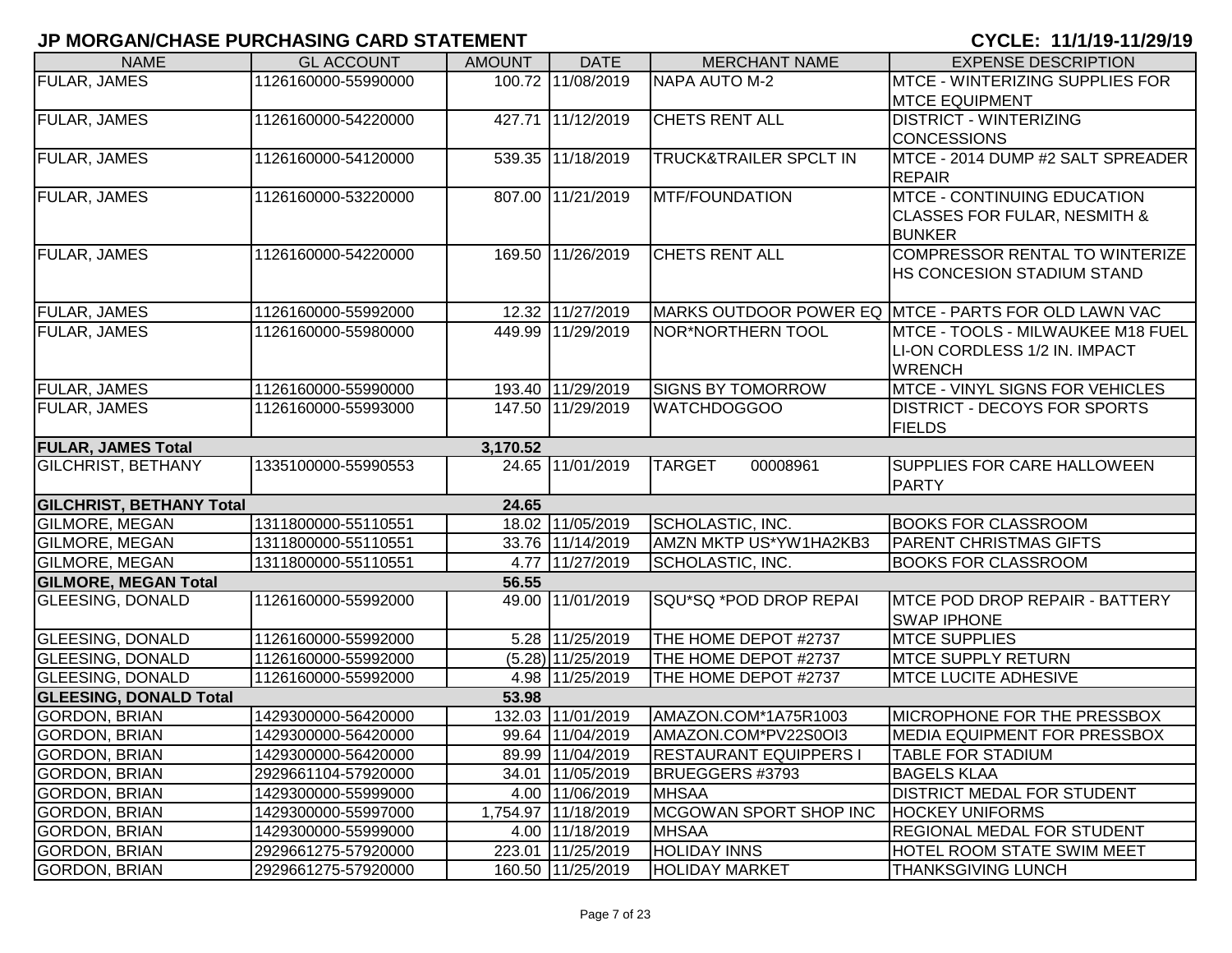## JP MORGAN/CHASE PURCHASING CARD STATEMENT

**CYCLE: 11/1/19-11/29/19**

| NAME | GL ACCOUNT | AMOUNT | DATE | MERCHANT NAME | EXPENSE DESCRIPTION |
|---|---|---|---|---|---|
| FULAR, JAMES | 1126160000-55990000 | 100.72 | 11/08/2019 | NAPA AUTO M-2 | MTCE - WINTERIZING SUPPLIES FOR MTCE EQUIPMENT |
| FULAR, JAMES | 1126160000-54220000 | 427.71 | 11/12/2019 | CHETS RENT ALL | DISTRICT - WINTERIZING CONCESSIONS |
| FULAR, JAMES | 1126160000-54120000 | 539.35 | 11/18/2019 | TRUCK&TRAILER SPCLT IN | MTCE - 2014 DUMP #2 SALT SPREADER REPAIR |
| FULAR, JAMES | 1126160000-53220000 | 807.00 | 11/21/2019 | MTF/FOUNDATION | MTCE - CONTINUING EDUCATION CLASSES FOR FULAR, NESMITH & BUNKER |
| FULAR, JAMES | 1126160000-54220000 | 169.50 | 11/26/2019 | CHETS RENT ALL | COMPRESSOR RENTAL TO WINTERIZE HS CONCESION STADIUM STAND |
| FULAR, JAMES | 1126160000-55992000 | 12.32 | 11/27/2019 | MARKS OUTDOOR POWER EQ | MTCE - PARTS FOR OLD LAWN VAC |
| FULAR, JAMES | 1126160000-55980000 | 449.99 | 11/29/2019 | NOR*NORTHERN TOOL | MTCE - TOOLS - MILWAUKEE M18 FUEL LI-ON CORDLESS 1/2 IN. IMPACT WRENCH |
| FULAR, JAMES | 1126160000-55990000 | 193.40 | 11/29/2019 | SIGNS BY TOMORROW | MTCE - VINYL SIGNS FOR VEHICLES |
| FULAR, JAMES | 1126160000-55993000 | 147.50 | 11/29/2019 | WATCHDOGGOO | DISTRICT - DECOYS FOR SPORTS FIELDS |
| **FULAR, JAMES Total** | | **3,170.52** | | | |
| GILCHRIST, BETHANY | 1335100000-55990553 | 24.65 | 11/01/2019 | TARGET 00008961 | SUPPLIES FOR CARE HALLOWEEN PARTY |
| **GILCHRIST, BETHANY Total** | | **24.65** | | | |
| GILMORE, MEGAN | 1311800000-55110551 | 18.02 | 11/05/2019 | SCHOLASTIC, INC. | BOOKS FOR CLASSROOM |
| GILMORE, MEGAN | 1311800000-55110551 | 33.76 | 11/14/2019 | AMZN MKTP US*YW1HA2KB3 | PARENT CHRISTMAS GIFTS |
| GILMORE, MEGAN | 1311800000-55110551 | 4.77 | 11/27/2019 | SCHOLASTIC, INC. | BOOKS FOR CLASSROOM |
| **GILMORE, MEGAN Total** | | **56.55** | | | |
| GLEESING, DONALD | 1126160000-55992000 | 49.00 | 11/01/2019 | SQU*SQ *POD DROP REPAI | MTCE POD DROP REPAIR - BATTERY SWAP IPHONE |
| GLEESING, DONALD | 1126160000-55992000 | 5.28 | 11/25/2019 | THE HOME DEPOT #2737 | MTCE SUPPLIES |
| GLEESING, DONALD | 1126160000-55992000 | (5.28) | 11/25/2019 | THE HOME DEPOT #2737 | MTCE SUPPLY RETURN |
| GLEESING, DONALD | 1126160000-55992000 | 4.98 | 11/25/2019 | THE HOME DEPOT #2737 | MTCE LUCITE ADHESIVE |
| **GLEESING, DONALD Total** | | **53.98** | | | |
| GORDON, BRIAN | 1429300000-56420000 | 132.03 | 11/01/2019 | AMAZON.COM*1A75R1003 | MICROPHONE FOR THE PRESSBOX |
| GORDON, BRIAN | 1429300000-56420000 | 99.64 | 11/04/2019 | AMAZON.COM*PV22S0OI3 | MEDIA EQUIPMENT FOR PRESSBOX |
| GORDON, BRIAN | 1429300000-56420000 | 89.99 | 11/04/2019 | RESTAURANT EQUIPPERS I | TABLE FOR STADIUM |
| GORDON, BRIAN | 2929661104-57920000 | 34.01 | 11/05/2019 | BRUEGGERS #3793 | BAGELS KLAA |
| GORDON, BRIAN | 1429300000-55999000 | 4.00 | 11/06/2019 | MHSAA | DISTRICT MEDAL FOR STUDENT |
| GORDON, BRIAN | 1429300000-55997000 | 1,754.97 | 11/18/2019 | MCGOWAN SPORT SHOP INC | HOCKEY UNIFORMS |
| GORDON, BRIAN | 1429300000-55999000 | 4.00 | 11/18/2019 | MHSAA | REGIONAL MEDAL FOR STUDENT |
| GORDON, BRIAN | 2929661275-57920000 | 223.01 | 11/25/2019 | HOLIDAY INNS | HOTEL ROOM STATE SWIM MEET |
| GORDON, BRIAN | 2929661275-57920000 | 160.50 | 11/25/2019 | HOLIDAY MARKET | THANKSGIVING LUNCH |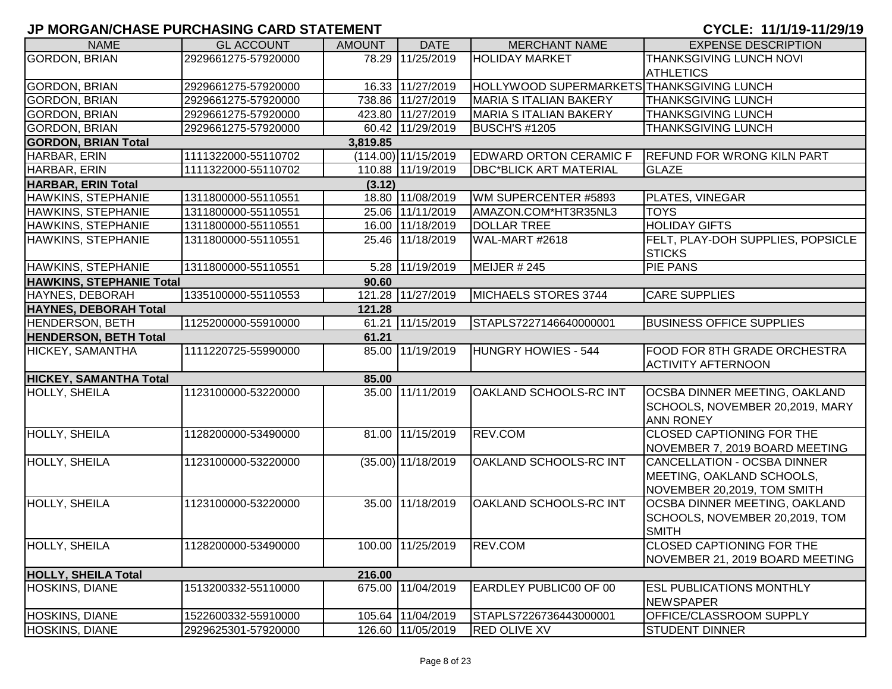## JP MORGAN/CHASE PURCHASING CARD STATEMENT

**CYCLE: 11/1/19-11/29/19**

| NAME | GL ACCOUNT | AMOUNT | DATE | MERCHANT NAME | EXPENSE DESCRIPTION |
|---|---|---|---|---|---|
| GORDON, BRIAN | 2929661275-57920000 | 78.29 | 11/25/2019 | HOLIDAY MARKET | THANKSGIVING LUNCH NOVI ATHLETICS |
| GORDON, BRIAN | 2929661275-57920000 | 16.33 | 11/27/2019 | HOLLYWOOD SUPERMARKETS | THANKSGIVING LUNCH |
| GORDON, BRIAN | 2929661275-57920000 | 738.86 | 11/27/2019 | MARIA S ITALIAN BAKERY | THANKSGIVING LUNCH |
| GORDON, BRIAN | 2929661275-57920000 | 423.80 | 11/27/2019 | MARIA S ITALIAN BAKERY | THANKSGIVING LUNCH |
| GORDON, BRIAN | 2929661275-57920000 | 60.42 | 11/29/2019 | BUSCH'S #1205 | THANKSGIVING LUNCH |
| **GORDON, BRIAN Total** | | **3,819.85** | | | |
| HARBAR, ERIN | 1111322000-55110702 | (114.00) | 11/15/2019 | EDWARD ORTON CERAMIC F | REFUND FOR WRONG KILN PART |
| HARBAR, ERIN | 1111322000-55110702 | 110.88 | 11/19/2019 | DBC*BLICK ART MATERIAL | GLAZE |
| **HARBAR, ERIN Total** | | **(3.12)** | | | |
| HAWKINS, STEPHANIE | 1311800000-55110551 | 18.80 | 11/08/2019 | WM SUPERCENTER #5893 | PLATES, VINEGAR |
| HAWKINS, STEPHANIE | 1311800000-55110551 | 25.06 | 11/11/2019 | AMAZON.COM*HT3R35NL3 | TOYS |
| HAWKINS, STEPHANIE | 1311800000-55110551 | 16.00 | 11/18/2019 | DOLLAR TREE | HOLIDAY GIFTS |
| HAWKINS, STEPHANIE | 1311800000-55110551 | 25.46 | 11/18/2019 | WAL-MART #2618 | FELT, PLAY-DOH SUPPLIES, POPSICLE STICKS |
| HAWKINS, STEPHANIE | 1311800000-55110551 | 5.28 | 11/19/2019 | MEIJER # 245 | PIE PANS |
| **HAWKINS, STEPHANIE Total** | | **90.60** | | | |
| HAYNES, DEBORAH | 1335100000-55110553 | 121.28 | 11/27/2019 | MICHAELS STORES 3744 | CARE SUPPLIES |
| **HAYNES, DEBORAH Total** | | **121.28** | | | |
| HENDERSON, BETH | 1125200000-55910000 | 61.21 | 11/15/2019 | STAPLS7227146640000001 | BUSINESS OFFICE SUPPLIES |
| **HENDERSON, BETH Total** | | **61.21** | | | |
| HICKEY, SAMANTHA | 1111220725-55990000 | 85.00 | 11/19/2019 | HUNGRY HOWIES - 544 | FOOD FOR 8TH GRADE ORCHESTRA ACTIVITY AFTERNOON |
| **HICKEY, SAMANTHA Total** | | **85.00** | | | |
| HOLLY, SHEILA | 1123100000-53220000 | 35.00 | 11/11/2019 | OAKLAND SCHOOLS-RC INT | OCSBA DINNER MEETING, OAKLAND SCHOOLS, NOVEMBER 20,2019, MARY ANN RONEY |
| HOLLY, SHEILA | 1128200000-53490000 | 81.00 | 11/15/2019 | REV.COM | CLOSED CAPTIONING FOR THE NOVEMBER 7, 2019 BOARD MEETING |
| HOLLY, SHEILA | 1123100000-53220000 | (35.00) | 11/18/2019 | OAKLAND SCHOOLS-RC INT | CANCELLATION - OCSBA DINNER MEETING, OAKLAND SCHOOLS, NOVEMBER 20,2019, TOM SMITH |
| HOLLY, SHEILA | 1123100000-53220000 | 35.00 | 11/18/2019 | OAKLAND SCHOOLS-RC INT | OCSBA DINNER MEETING, OAKLAND SCHOOLS, NOVEMBER 20,2019, TOM SMITH |
| HOLLY, SHEILA | 1128200000-53490000 | 100.00 | 11/25/2019 | REV.COM | CLOSED CAPTIONING FOR THE NOVEMBER 21, 2019 BOARD MEETING |
| **HOLLY, SHEILA Total** | | **216.00** | | | |
| HOSKINS, DIANE | 1513200332-55110000 | 675.00 | 11/04/2019 | EARDLEY PUBLIC00 OF 00 | ESL PUBLICATIONS MONTHLY NEWSPAPER |
| HOSKINS, DIANE | 1522600332-55910000 | 105.64 | 11/04/2019 | STAPLS7226736443000001 | OFFICE/CLASSROOM SUPPLY |
| HOSKINS, DIANE | 2929625301-57920000 | 126.60 | 11/05/2019 | RED OLIVE XV | STUDENT DINNER |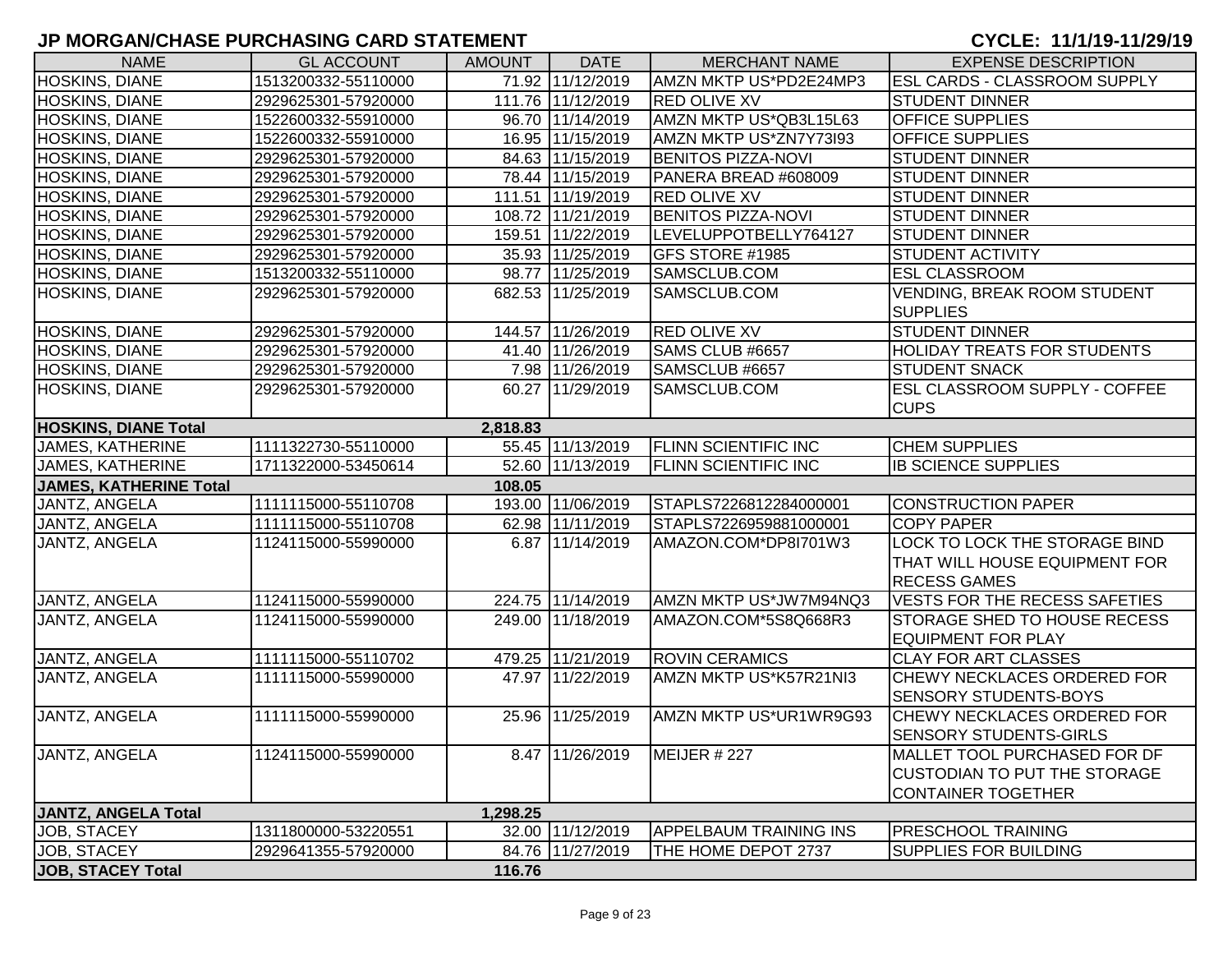# JP MORGAN/CHASE PURCHASING CARD STATEMENT

**CYCLE: 11/1/19-11/29/19**

| NAME | GL ACCOUNT | AMOUNT | DATE | MERCHANT NAME | EXPENSE DESCRIPTION |
|---|---|---|---|---|---|
| HOSKINS, DIANE | 1513200332-55110000 | 71.92 | 11/12/2019 | AMZN MKTP US*PD2E24MP3 | ESL CARDS - CLASSROOM SUPPLY |
| HOSKINS, DIANE | 2929625301-57920000 | 111.76 | 11/12/2019 | RED OLIVE XV | STUDENT DINNER |
| HOSKINS, DIANE | 1522600332-55910000 | 96.70 | 11/14/2019 | AMZN MKTP US*QB3L15L63 | OFFICE SUPPLIES |
| HOSKINS, DIANE | 1522600332-55910000 | 16.95 | 11/15/2019 | AMZN MKTP US*ZN7Y73I93 | OFFICE SUPPLIES |
| HOSKINS, DIANE | 2929625301-57920000 | 84.63 | 11/15/2019 | BENITOS PIZZA-NOVI | STUDENT DINNER |
| HOSKINS, DIANE | 2929625301-57920000 | 78.44 | 11/15/2019 | PANERA BREAD #608009 | STUDENT DINNER |
| HOSKINS, DIANE | 2929625301-57920000 | 111.51 | 11/19/2019 | RED OLIVE XV | STUDENT DINNER |
| HOSKINS, DIANE | 2929625301-57920000 | 108.72 | 11/21/2019 | BENITOS PIZZA-NOVI | STUDENT DINNER |
| HOSKINS, DIANE | 2929625301-57920000 | 159.51 | 11/22/2019 | LEVELUPPOTBELLY764127 | STUDENT DINNER |
| HOSKINS, DIANE | 2929625301-57920000 | 35.93 | 11/25/2019 | GFS STORE #1985 | STUDENT ACTIVITY |
| HOSKINS, DIANE | 1513200332-55110000 | 98.77 | 11/25/2019 | SAMSCLUB.COM | ESL CLASSROOM |
| HOSKINS, DIANE | 2929625301-57920000 | 682.53 | 11/25/2019 | SAMSCLUB.COM | VENDING, BREAK ROOM STUDENT SUPPLIES |
| HOSKINS, DIANE | 2929625301-57920000 | 144.57 | 11/26/2019 | RED OLIVE XV | STUDENT DINNER |
| HOSKINS, DIANE | 2929625301-57920000 | 41.40 | 11/26/2019 | SAMS CLUB #6657 | HOLIDAY TREATS FOR STUDENTS |
| HOSKINS, DIANE | 2929625301-57920000 | 7.98 | 11/26/2019 | SAMSCLUB #6657 | STUDENT SNACK |
| HOSKINS, DIANE | 2929625301-57920000 | 60.27 | 11/29/2019 | SAMSCLUB.COM | ESL CLASSROOM SUPPLY - COFFEE CUPS |
| **HOSKINS, DIANE Total** | | **2,818.83** | | | |
| JAMES, KATHERINE | 1111322730-55110000 | 55.45 | 11/13/2019 | FLINN SCIENTIFIC INC | CHEM SUPPLIES |
| JAMES, KATHERINE | 1711322000-53450614 | 52.60 | 11/13/2019 | FLINN SCIENTIFIC INC | IB SCIENCE SUPPLIES |
| **JAMES, KATHERINE Total** | | **108.05** | | | |
| JANTZ, ANGELA | 1111115000-55110708 | 193.00 | 11/06/2019 | STAPLS7226812284000001 | CONSTRUCTION PAPER |
| JANTZ, ANGELA | 1111115000-55110708 | 62.98 | 11/11/2019 | STAPLS7226959881000001 | COPY PAPER |
| JANTZ, ANGELA | 1124115000-55990000 | 6.87 | 11/14/2019 | AMAZON.COM*DP8I701W3 | LOCK TO LOCK THE STORAGE BIND THAT WILL HOUSE EQUIPMENT FOR RECESS GAMES |
| JANTZ, ANGELA | 1124115000-55990000 | 224.75 | 11/14/2019 | AMZN MKTP US*JW7M94NQ3 | VESTS FOR THE RECESS SAFETIES |
| JANTZ, ANGELA | 1124115000-55990000 | 249.00 | 11/18/2019 | AMAZON.COM*5S8Q668R3 | STORAGE SHED TO HOUSE RECESS EQUIPMENT FOR PLAY |
| JANTZ, ANGELA | 1111115000-55110702 | 479.25 | 11/21/2019 | ROVIN CERAMICS | CLAY FOR ART CLASSES |
| JANTZ, ANGELA | 1111115000-55990000 | 47.97 | 11/22/2019 | AMZN MKTP US*K57R21NI3 | CHEWY NECKLACES ORDERED FOR SENSORY STUDENTS-BOYS |
| JANTZ, ANGELA | 1111115000-55990000 | 25.96 | 11/25/2019 | AMZN MKTP US*UR1WR9G93 | CHEWY NECKLACES ORDERED FOR SENSORY STUDENTS-GIRLS |
| JANTZ, ANGELA | 1124115000-55990000 | 8.47 | 11/26/2019 | MEIJER # 227 | MALLET TOOL PURCHASED FOR DF CUSTODIAN TO PUT THE STORAGE CONTAINER TOGETHER |
| **JANTZ, ANGELA Total** | | **1,298.25** | | | |
| JOB, STACEY | 1311800000-53220551 | 32.00 | 11/12/2019 | APPELBAUM TRAINING INS | PRESCHOOL TRAINING |
| JOB, STACEY | 2929641355-57920000 | 84.76 | 11/27/2019 | THE HOME DEPOT 2737 | SUPPLIES FOR BUILDING |
| **JOB, STACEY Total** | | **116.76** | | | |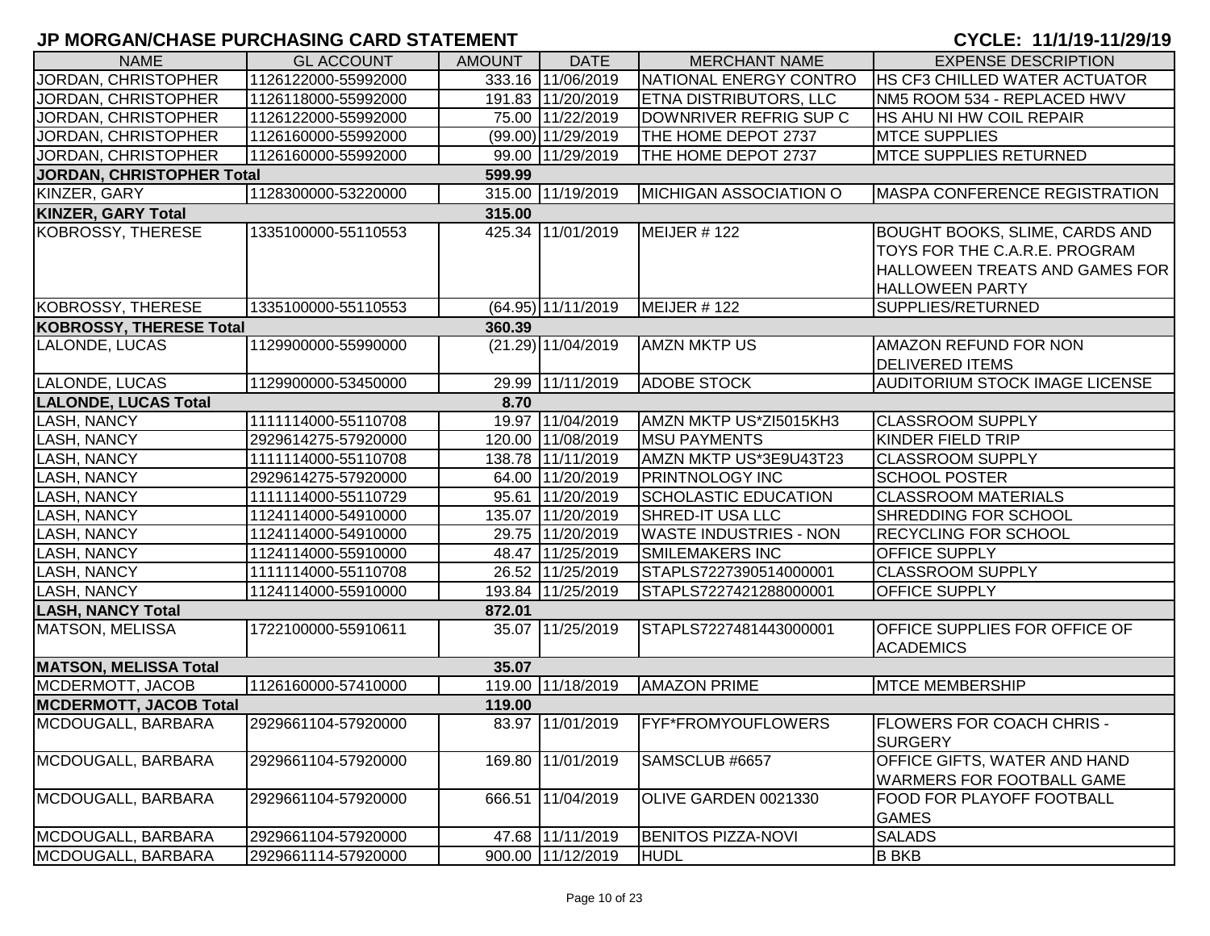## JP MORGAN/CHASE PURCHASING CARD STATEMENT

**CYCLE: 11/1/19-11/29/19**

| NAME | GL ACCOUNT | AMOUNT | DATE | MERCHANT NAME | EXPENSE DESCRIPTION |
|---|---|---|---|---|---|
| JORDAN, CHRISTOPHER | 1126122000-55992000 | 333.16 | 11/06/2019 | NATIONAL ENERGY CONTRO | HS CF3 CHILLED WATER ACTUATOR |
| JORDAN, CHRISTOPHER | 1126118000-55992000 | 191.83 | 11/20/2019 | ETNA DISTRIBUTORS, LLC | NM5 ROOM 534 - REPLACED HWV |
| JORDAN, CHRISTOPHER | 1126122000-55992000 | 75.00 | 11/22/2019 | DOWNRIVER REFRIG SUP C | HS AHU NI HW COIL REPAIR |
| JORDAN, CHRISTOPHER | 1126160000-55992000 | (99.00) | 11/29/2019 | THE HOME DEPOT 2737 | MTCE SUPPLIES |
| JORDAN, CHRISTOPHER | 1126160000-55992000 | 99.00 | 11/29/2019 | THE HOME DEPOT 2737 | MTCE SUPPLIES RETURNED |
| **JORDAN, CHRISTOPHER Total** | | **599.99** | | | |
| KINZER, GARY | 1128300000-53220000 | 315.00 | 11/19/2019 | MICHIGAN ASSOCIATION O | MASPA CONFERENCE REGISTRATION |
| **KINZER, GARY Total** | | **315.00** | | | |
| KOBROSSY, THERESE | 1335100000-55110553 | 425.34 | 11/01/2019 | MEIJER # 122 | BOUGHT BOOKS, SLIME, CARDS AND TOYS FOR THE C.A.R.E. PROGRAM HALLOWEEN TREATS AND GAMES FOR HALLOWEEN PARTY |
| KOBROSSY, THERESE | 1335100000-55110553 | (64.95) | 11/11/2019 | MEIJER # 122 | SUPPLIES/RETURNED |
| **KOBROSSY, THERESE Total** | | **360.39** | | | |
| LALONDE, LUCAS | 1129900000-55990000 | (21.29) | 11/04/2019 | AMZN MKTP US | AMAZON REFUND FOR NON DELIVERED ITEMS |
| LALONDE, LUCAS | 1129900000-53450000 | 29.99 | 11/11/2019 | ADOBE STOCK | AUDITORIUM STOCK IMAGE LICENSE |
| **LALONDE, LUCAS Total** | | **8.70** | | | |
| LASH, NANCY | 1111114000-55110708 | 19.97 | 11/04/2019 | AMZN MKTP US*ZI5015KH3 | CLASSROOM SUPPLY |
| LASH, NANCY | 2929614275-57920000 | 120.00 | 11/08/2019 | MSU PAYMENTS | KINDER FIELD TRIP |
| LASH, NANCY | 1111114000-55110708 | 138.78 | 11/11/2019 | AMZN MKTP US*3E9U43T23 | CLASSROOM SUPPLY |
| LASH, NANCY | 2929614275-57920000 | 64.00 | 11/20/2019 | PRINTNOLOGY INC | SCHOOL POSTER |
| LASH, NANCY | 1111114000-55110729 | 95.61 | 11/20/2019 | SCHOLASTIC EDUCATION | CLASSROOM MATERIALS |
| LASH, NANCY | 1124114000-54910000 | 135.07 | 11/20/2019 | SHRED-IT USA LLC | SHREDDING FOR SCHOOL |
| LASH, NANCY | 1124114000-54910000 | 29.75 | 11/20/2019 | WASTE INDUSTRIES - NON | RECYCLING FOR SCHOOL |
| LASH, NANCY | 1124114000-55910000 | 48.47 | 11/25/2019 | SMILEMAKERS INC | OFFICE SUPPLY |
| LASH, NANCY | 1111114000-55110708 | 26.52 | 11/25/2019 | STAPLS7227390514000001 | CLASSROOM SUPPLY |
| LASH, NANCY | 1124114000-55910000 | 193.84 | 11/25/2019 | STAPLS7227421288000001 | OFFICE SUPPLY |
| **LASH, NANCY Total** | | **872.01** | | | |
| MATSON, MELISSA | 1722100000-55910611 | 35.07 | 11/25/2019 | STAPLS7227481443000001 | OFFICE SUPPLIES FOR OFFICE OF ACADEMICS |
| **MATSON, MELISSA Total** | | **35.07** | | | |
| MCDERMOTT, JACOB | 1126160000-57410000 | 119.00 | 11/18/2019 | AMAZON PRIME | MTCE MEMBERSHIP |
| **MCDERMOTT, JACOB Total** | | **119.00** | | | |
| MCDOUGALL, BARBARA | 2929661104-57920000 | 83.97 | 11/01/2019 | FYF*FROMYOUFLOWERS | FLOWERS FOR COACH CHRIS - SURGERY |
| MCDOUGALL, BARBARA | 2929661104-57920000 | 169.80 | 11/01/2019 | SAMSCLUB #6657 | OFFICE GIFTS, WATER AND HAND WARMERS FOR FOOTBALL GAME |
| MCDOUGALL, BARBARA | 2929661104-57920000 | 666.51 | 11/04/2019 | OLIVE GARDEN 0021330 | FOOD FOR PLAYOFF FOOTBALL GAMES |
| MCDOUGALL, BARBARA | 2929661104-57920000 | 47.68 | 11/11/2019 | BENITOS PIZZA-NOVI | SALADS |
| MCDOUGALL, BARBARA | 2929661114-57920000 | 900.00 | 11/12/2019 | HUDL | B BKB |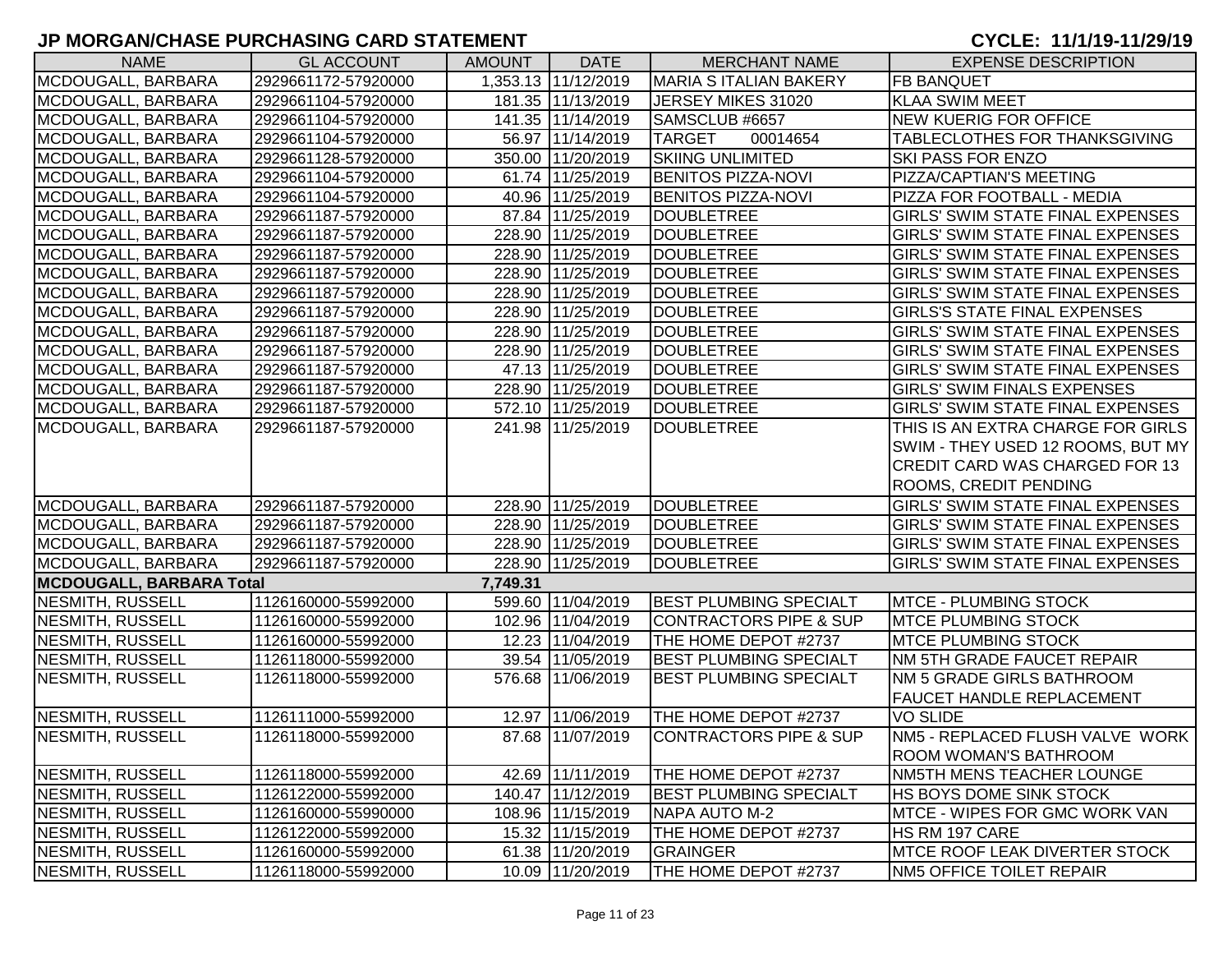## JP MORGAN/CHASE PURCHASING CARD STATEMENT

**CYCLE: 11/1/19-11/29/19**

| NAME | GL ACCOUNT | AMOUNT | DATE | MERCHANT NAME | EXPENSE DESCRIPTION |
|---|---|---|---|---|---|
| MCDOUGALL, BARBARA | 2929661172-57920000 | 1,353.13 | 11/12/2019 | MARIA S ITALIAN BAKERY | FB BANQUET |
| MCDOUGALL, BARBARA | 2929661104-57920000 | 181.35 | 11/13/2019 | JERSEY MIKES 31020 | KLAA SWIM MEET |
| MCDOUGALL, BARBARA | 2929661104-57920000 | 141.35 | 11/14/2019 | SAMSCLUB #6657 | NEW KUERIG FOR OFFICE |
| MCDOUGALL, BARBARA | 2929661104-57920000 | 56.97 | 11/14/2019 | TARGET 00014654 | TABLECLOTHES FOR THANKSGIVING |
| MCDOUGALL, BARBARA | 2929661128-57920000 | 350.00 | 11/20/2019 | SKIING UNLIMITED | SKI PASS FOR ENZO |
| MCDOUGALL, BARBARA | 2929661104-57920000 | 61.74 | 11/25/2019 | BENITOS PIZZA-NOVI | PIZZA/CAPTIAN'S MEETING |
| MCDOUGALL, BARBARA | 2929661104-57920000 | 40.96 | 11/25/2019 | BENITOS PIZZA-NOVI | PIZZA FOR FOOTBALL - MEDIA |
| MCDOUGALL, BARBARA | 2929661187-57920000 | 87.84 | 11/25/2019 | DOUBLETREE | GIRLS' SWIM STATE FINAL EXPENSES |
| MCDOUGALL, BARBARA | 2929661187-57920000 | 228.90 | 11/25/2019 | DOUBLETREE | GIRLS' SWIM STATE FINAL EXPENSES |
| MCDOUGALL, BARBARA | 2929661187-57920000 | 228.90 | 11/25/2019 | DOUBLETREE | GIRLS' SWIM STATE FINAL EXPENSES |
| MCDOUGALL, BARBARA | 2929661187-57920000 | 228.90 | 11/25/2019 | DOUBLETREE | GIRLS' SWIM STATE FINAL EXPENSES |
| MCDOUGALL, BARBARA | 2929661187-57920000 | 228.90 | 11/25/2019 | DOUBLETREE | GIRLS' SWIM STATE FINAL EXPENSES |
| MCDOUGALL, BARBARA | 2929661187-57920000 | 228.90 | 11/25/2019 | DOUBLETREE | GIRLS'S STATE FINAL EXPENSES |
| MCDOUGALL, BARBARA | 2929661187-57920000 | 228.90 | 11/25/2019 | DOUBLETREE | GIRLS' SWIM STATE FINAL EXPENSES |
| MCDOUGALL, BARBARA | 2929661187-57920000 | 228.90 | 11/25/2019 | DOUBLETREE | GIRLS' SWIM STATE FINAL EXPENSES |
| MCDOUGALL, BARBARA | 2929661187-57920000 | 47.13 | 11/25/2019 | DOUBLETREE | GIRLS' SWIM STATE FINAL EXPENSES |
| MCDOUGALL, BARBARA | 2929661187-57920000 | 228.90 | 11/25/2019 | DOUBLETREE | GIRLS' SWIM FINALS EXPENSES |
| MCDOUGALL, BARBARA | 2929661187-57920000 | 572.10 | 11/25/2019 | DOUBLETREE | GIRLS' SWIM STATE FINAL EXPENSES |
| MCDOUGALL, BARBARA | 2929661187-57920000 | 241.98 | 11/25/2019 | DOUBLETREE | THIS IS AN EXTRA CHARGE FOR GIRLS SWIM - THEY USED 12 ROOMS, BUT MY CREDIT CARD WAS CHARGED FOR 13 ROOMS, CREDIT PENDING |
| MCDOUGALL, BARBARA | 2929661187-57920000 | 228.90 | 11/25/2019 | DOUBLETREE | GIRLS' SWIM STATE FINAL EXPENSES |
| MCDOUGALL, BARBARA | 2929661187-57920000 | 228.90 | 11/25/2019 | DOUBLETREE | GIRLS' SWIM STATE FINAL EXPENSES |
| MCDOUGALL, BARBARA | 2929661187-57920000 | 228.90 | 11/25/2019 | DOUBLETREE | GIRLS' SWIM STATE FINAL EXPENSES |
| MCDOUGALL, BARBARA | 2929661187-57920000 | 228.90 | 11/25/2019 | DOUBLETREE | GIRLS' SWIM STATE FINAL EXPENSES |
| **MCDOUGALL, BARBARA Total** | | **7,749.31** | | | |
| NESMITH, RUSSELL | 1126160000-55992000 | 599.60 | 11/04/2019 | BEST PLUMBING SPECIALT | MTCE - PLUMBING STOCK |
| NESMITH, RUSSELL | 1126160000-55992000 | 102.96 | 11/04/2019 | CONTRACTORS PIPE & SUP | MTCE PLUMBING STOCK |
| NESMITH, RUSSELL | 1126160000-55992000 | 12.23 | 11/04/2019 | THE HOME DEPOT #2737 | MTCE PLUMBING STOCK |
| NESMITH, RUSSELL | 1126118000-55992000 | 39.54 | 11/05/2019 | BEST PLUMBING SPECIALT | NM 5TH GRADE FAUCET REPAIR |
| NESMITH, RUSSELL | 1126118000-55992000 | 576.68 | 11/06/2019 | BEST PLUMBING SPECIALT | NM 5 GRADE GIRLS BATHROOM FAUCET HANDLE REPLACEMENT |
| NESMITH, RUSSELL | 1126111000-55992000 | 12.97 | 11/06/2019 | THE HOME DEPOT #2737 | VO SLIDE |
| NESMITH, RUSSELL | 1126118000-55992000 | 87.68 | 11/07/2019 | CONTRACTORS PIPE & SUP | NM5 - REPLACED FLUSH VALVE WORK ROOM WOMAN'S BATHROOM |
| NESMITH, RUSSELL | 1126118000-55992000 | 42.69 | 11/11/2019 | THE HOME DEPOT #2737 | NM5TH MENS TEACHER LOUNGE |
| NESMITH, RUSSELL | 1126122000-55992000 | 140.47 | 11/12/2019 | BEST PLUMBING SPECIALT | HS BOYS DOME SINK STOCK |
| NESMITH, RUSSELL | 1126160000-55990000 | 108.96 | 11/15/2019 | NAPA AUTO M-2 | MTCE - WIPES FOR GMC WORK VAN |
| NESMITH, RUSSELL | 1126122000-55992000 | 15.32 | 11/15/2019 | THE HOME DEPOT #2737 | HS RM 197 CARE |
| NESMITH, RUSSELL | 1126160000-55992000 | 61.38 | 11/20/2019 | GRAINGER | MTCE ROOF LEAK DIVERTER STOCK |
| NESMITH, RUSSELL | 1126118000-55992000 | 10.09 | 11/20/2019 | THE HOME DEPOT #2737 | NM5 OFFICE TOILET REPAIR |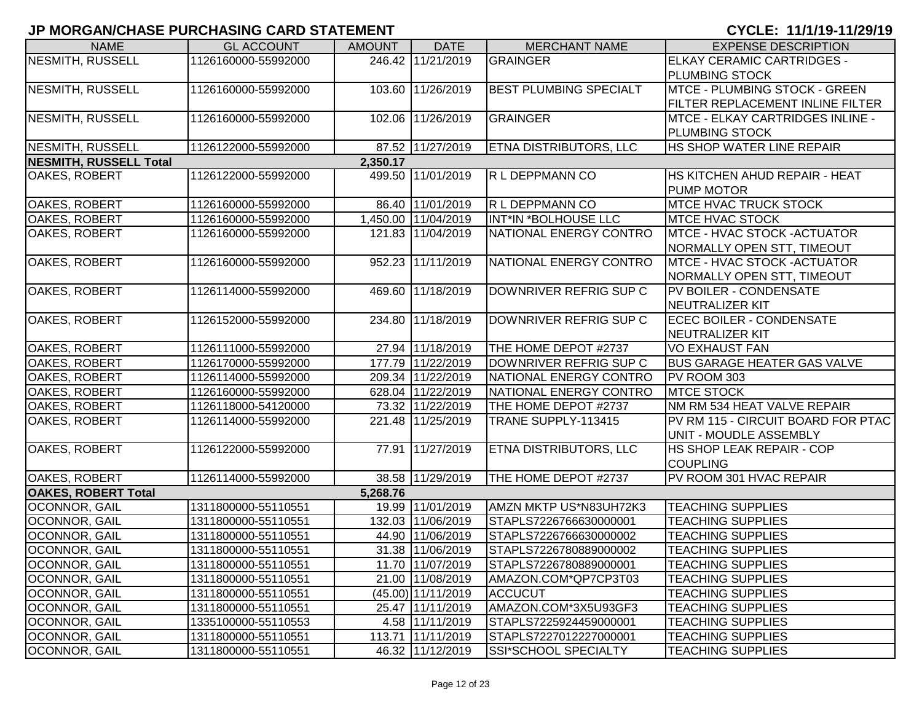## JP MORGAN/CHASE PURCHASING CARD STATEMENT

## CYCLE: 11/1/19-11/29/19

| NAME | GL ACCOUNT | AMOUNT | DATE | MERCHANT NAME | EXPENSE DESCRIPTION |
|---|---|---|---|---|---|
| NESMITH, RUSSELL | 1126160000-55992000 | 246.42 | 11/21/2019 | GRAINGER | ELKAY CERAMIC CARTRIDGES - PLUMBING STOCK |
| NESMITH, RUSSELL | 1126160000-55992000 | 103.60 | 11/26/2019 | BEST PLUMBING SPECIALT | MTCE - PLUMBING STOCK - GREEN FILTER REPLACEMENT INLINE FILTER |
| NESMITH, RUSSELL | 1126160000-55992000 | 102.06 | 11/26/2019 | GRAINGER | MTCE - ELKAY CARTRIDGES INLINE - PLUMBING STOCK |
| NESMITH, RUSSELL | 1126122000-55992000 | 87.52 | 11/27/2019 | ETNA DISTRIBUTORS, LLC | HS SHOP WATER LINE REPAIR |
| **NESMITH, RUSSELL Total** | | **2,350.17** | | | |
| OAKES, ROBERT | 1126122000-55992000 | 499.50 | 11/01/2019 | R L DEPPMANN CO | HS KITCHEN AHUD REPAIR - HEAT PUMP MOTOR |
| OAKES, ROBERT | 1126160000-55992000 | 86.40 | 11/01/2019 | R L DEPPMANN CO | MTCE HVAC TRUCK STOCK |
| OAKES, ROBERT | 1126160000-55992000 | 1,450.00 | 11/04/2019 | INT*IN *BOLHOUSE LLC | MTCE HVAC STOCK |
| OAKES, ROBERT | 1126160000-55992000 | 121.83 | 11/04/2019 | NATIONAL ENERGY CONTRO | MTCE - HVAC STOCK -ACTUATOR NORMALLY OPEN STT, TIMEOUT |
| OAKES, ROBERT | 1126160000-55992000 | 952.23 | 11/11/2019 | NATIONAL ENERGY CONTRO | MTCE - HVAC STOCK -ACTUATOR NORMALLY OPEN STT, TIMEOUT |
| OAKES, ROBERT | 1126114000-55992000 | 469.60 | 11/18/2019 | DOWNRIVER REFRIG SUP C | PV BOILER - CONDENSATE NEUTRALIZER KIT |
| OAKES, ROBERT | 1126152000-55992000 | 234.80 | 11/18/2019 | DOWNRIVER REFRIG SUP C | ECEC BOILER - CONDENSATE NEUTRALIZER KIT |
| OAKES, ROBERT | 1126111000-55992000 | 27.94 | 11/18/2019 | THE HOME DEPOT #2737 | VO EXHAUST FAN |
| OAKES, ROBERT | 1126170000-55992000 | 177.79 | 11/22/2019 | DOWNRIVER REFRIG SUP C | BUS GARAGE HEATER GAS VALVE |
| OAKES, ROBERT | 1126114000-55992000 | 209.34 | 11/22/2019 | NATIONAL ENERGY CONTRO | PV ROOM 303 |
| OAKES, ROBERT | 1126160000-55992000 | 628.04 | 11/22/2019 | NATIONAL ENERGY CONTRO | MTCE STOCK |
| OAKES, ROBERT | 1126118000-54120000 | 73.32 | 11/22/2019 | THE HOME DEPOT #2737 | NM RM 534 HEAT VALVE REPAIR |
| OAKES, ROBERT | 1126114000-55992000 | 221.48 | 11/25/2019 | TRANE SUPPLY-113415 | PV RM 115 - CIRCUIT BOARD FOR PTAC UNIT - MOUDLE ASSEMBLY |
| OAKES, ROBERT | 1126122000-55992000 | 77.91 | 11/27/2019 | ETNA DISTRIBUTORS, LLC | HS SHOP LEAK REPAIR - COP COUPLING |
| OAKES, ROBERT | 1126114000-55992000 | 38.58 | 11/29/2019 | THE HOME DEPOT #2737 | PV ROOM 301 HVAC REPAIR |
| **OAKES, ROBERT Total** | | **5,268.76** | | | |
| OCONNOR, GAIL | 1311800000-55110551 | 19.99 | 11/01/2019 | AMZN MKTP US*N83UH72K3 | TEACHING SUPPLIES |
| OCONNOR, GAIL | 1311800000-55110551 | 132.03 | 11/06/2019 | STAPLS7226766630000001 | TEACHING SUPPLIES |
| OCONNOR, GAIL | 1311800000-55110551 | 44.90 | 11/06/2019 | STAPLS7226766630000002 | TEACHING SUPPLIES |
| OCONNOR, GAIL | 1311800000-55110551 | 31.38 | 11/06/2019 | STAPLS7226780889000002 | TEACHING SUPPLIES |
| OCONNOR, GAIL | 1311800000-55110551 | 11.70 | 11/07/2019 | STAPLS7226780889000001 | TEACHING SUPPLIES |
| OCONNOR, GAIL | 1311800000-55110551 | 21.00 | 11/08/2019 | AMAZON.COM*QP7CP3T03 | TEACHING SUPPLIES |
| OCONNOR, GAIL | 1311800000-55110551 | (45.00) | 11/11/2019 | ACCUCUT | TEACHING SUPPLIES |
| OCONNOR, GAIL | 1311800000-55110551 | 25.47 | 11/11/2019 | AMAZON.COM*3X5U93GF3 | TEACHING SUPPLIES |
| OCONNOR, GAIL | 1335100000-55110553 | 4.58 | 11/11/2019 | STAPLS7225924459000001 | TEACHING SUPPLIES |
| OCONNOR, GAIL | 1311800000-55110551 | 113.71 | 11/11/2019 | STAPLS7227012227000001 | TEACHING SUPPLIES |
| OCONNOR, GAIL | 1311800000-55110551 | 46.32 | 11/12/2019 | SSI*SCHOOL SPECIALTY | TEACHING SUPPLIES |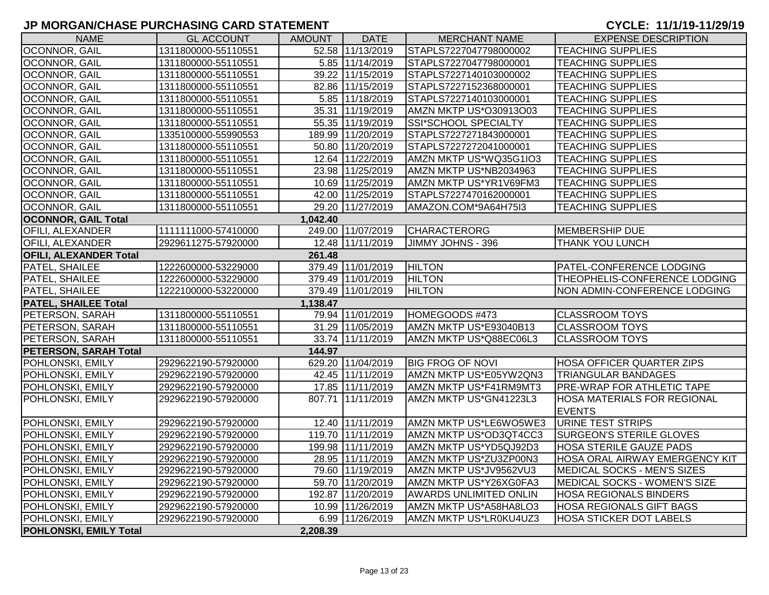# JP MORGAN/CHASE PURCHASING CARD STATEMENT

**CYCLE: 11/1/19-11/29/19**

| NAME | GL ACCOUNT | AMOUNT | DATE | MERCHANT NAME | EXPENSE DESCRIPTION |
|---|---|---|---|---|---|
| OCONNOR, GAIL | 1311800000-55110551 | 52.58 | 11/13/2019 | STAPLS7227047798000002 | TEACHING SUPPLIES |
| OCONNOR, GAIL | 1311800000-55110551 | 5.85 | 11/14/2019 | STAPLS7227047798000001 | TEACHING SUPPLIES |
| OCONNOR, GAIL | 1311800000-55110551 | 39.22 | 11/15/2019 | STAPLS7227140103000002 | TEACHING SUPPLIES |
| OCONNOR, GAIL | 1311800000-55110551 | 82.86 | 11/15/2019 | STAPLS7227152368000001 | TEACHING SUPPLIES |
| OCONNOR, GAIL | 1311800000-55110551 | 5.85 | 11/18/2019 | STAPLS7227140103000001 | TEACHING SUPPLIES |
| OCONNOR, GAIL | 1311800000-55110551 | 35.31 | 11/19/2019 | AMZN MKTP US*O30913O03 | TEACHING SUPPLIES |
| OCONNOR, GAIL | 1311800000-55110551 | 55.35 | 11/19/2019 | SSI*SCHOOL SPECIALTY | TEACHING SUPPLIES |
| OCONNOR, GAIL | 1335100000-55990553 | 189.99 | 11/20/2019 | STAPLS7227271843000001 | TEACHING SUPPLIES |
| OCONNOR, GAIL | 1311800000-55110551 | 50.80 | 11/20/2019 | STAPLS7227272041000001 | TEACHING SUPPLIES |
| OCONNOR, GAIL | 1311800000-55110551 | 12.64 | 11/22/2019 | AMZN MKTP US*WQ35G1IO3 | TEACHING SUPPLIES |
| OCONNOR, GAIL | 1311800000-55110551 | 23.98 | 11/25/2019 | AMZN MKTP US*NB2034963 | TEACHING SUPPLIES |
| OCONNOR, GAIL | 1311800000-55110551 | 10.69 | 11/25/2019 | AMZN MKTP US*YR1V69FM3 | TEACHING SUPPLIES |
| OCONNOR, GAIL | 1311800000-55110551 | 42.00 | 11/25/2019 | STAPLS7227470162000001 | TEACHING SUPPLIES |
| OCONNOR, GAIL | 1311800000-55110551 | 29.20 | 11/27/2019 | AMAZON.COM*9A64H75I3 | TEACHING SUPPLIES |
| **OCONNOR, GAIL Total** | | **1,042.40** | | | |
| OFILI, ALEXANDER | 1111111000-57410000 | 249.00 | 11/07/2019 | CHARACTERORG | MEMBERSHIP DUE |
| OFILI, ALEXANDER | 2929611275-57920000 | 12.48 | 11/11/2019 | JIMMY JOHNS - 396 | THANK YOU LUNCH |
| **OFILI, ALEXANDER Total** | | **261.48** | | | |
| PATEL, SHAILEE | 1222600000-53229000 | 379.49 | 11/01/2019 | HILTON | PATEL-CONFERENCE LODGING |
| PATEL, SHAILEE | 1222600000-53229000 | 379.49 | 11/01/2019 | HILTON | THEOPHELIS-CONFERENCE LODGING |
| PATEL, SHAILEE | 1222100000-53220000 | 379.49 | 11/01/2019 | HILTON | NON ADMIN-CONFERENCE LODGING |
| **PATEL, SHAILEE Total** | | **1,138.47** | | | |
| PETERSON, SARAH | 1311800000-55110551 | 79.94 | 11/01/2019 | HOMEGOODS #473 | CLASSROOM TOYS |
| PETERSON, SARAH | 1311800000-55110551 | 31.29 | 11/05/2019 | AMZN MKTP US*E93040B13 | CLASSROOM TOYS |
| PETERSON, SARAH | 1311800000-55110551 | 33.74 | 11/11/2019 | AMZN MKTP US*Q88EC06L3 | CLASSROOM TOYS |
| **PETERSON, SARAH Total** | | **144.97** | | | |
| POHLONSKI, EMILY | 2929622190-57920000 | 629.20 | 11/04/2019 | BIG FROG OF NOVI | HOSA OFFICER QUARTER ZIPS |
| POHLONSKI, EMILY | 2929622190-57920000 | 42.45 | 11/11/2019 | AMZN MKTP US*E05YW2QN3 | TRIANGULAR BANDAGES |
| POHLONSKI, EMILY | 2929622190-57920000 | 17.85 | 11/11/2019 | AMZN MKTP US*F41RM9MT3 | PRE-WRAP FOR ATHLETIC TAPE |
| POHLONSKI, EMILY | 2929622190-57920000 | 807.71 | 11/11/2019 | AMZN MKTP US*GN41223L3 | HOSA MATERIALS FOR REGIONAL EVENTS |
| POHLONSKI, EMILY | 2929622190-57920000 | 12.40 | 11/11/2019 | AMZN MKTP US*LE6WO5WE3 | URINE TEST STRIPS |
| POHLONSKI, EMILY | 2929622190-57920000 | 119.70 | 11/11/2019 | AMZN MKTP US*OD3QT4CC3 | SURGEON'S STERILE GLOVES |
| POHLONSKI, EMILY | 2929622190-57920000 | 199.98 | 11/11/2019 | AMZN MKTP US*YD5QJ92D3 | HOSA STERILE GAUZE PADS |
| POHLONSKI, EMILY | 2929622190-57920000 | 28.95 | 11/11/2019 | AMZN MKTP US*ZU3ZP00N3 | HOSA ORAL AIRWAY EMERGENCY KIT |
| POHLONSKI, EMILY | 2929622190-57920000 | 79.60 | 11/19/2019 | AMZN MKTP US*JV9562VU3 | MEDICAL SOCKS - MEN'S SIZES |
| POHLONSKI, EMILY | 2929622190-57920000 | 59.70 | 11/20/2019 | AMZN MKTP US*Y26XG0FA3 | MEDICAL SOCKS - WOMEN'S SIZE |
| POHLONSKI, EMILY | 2929622190-57920000 | 192.87 | 11/20/2019 | AWARDS UNLIMITED ONLIN | HOSA REGIONALS BINDERS |
| POHLONSKI, EMILY | 2929622190-57920000 | 10.99 | 11/26/2019 | AMZN MKTP US*A58HA8LO3 | HOSA REGIONALS GIFT BAGS |
| POHLONSKI, EMILY | 2929622190-57920000 | 6.99 | 11/26/2019 | AMZN MKTP US*LR0KU4UZ3 | HOSA STICKER DOT LABELS |
| **POHLONSKI, EMILY Total** | | **2,208.39** | | | |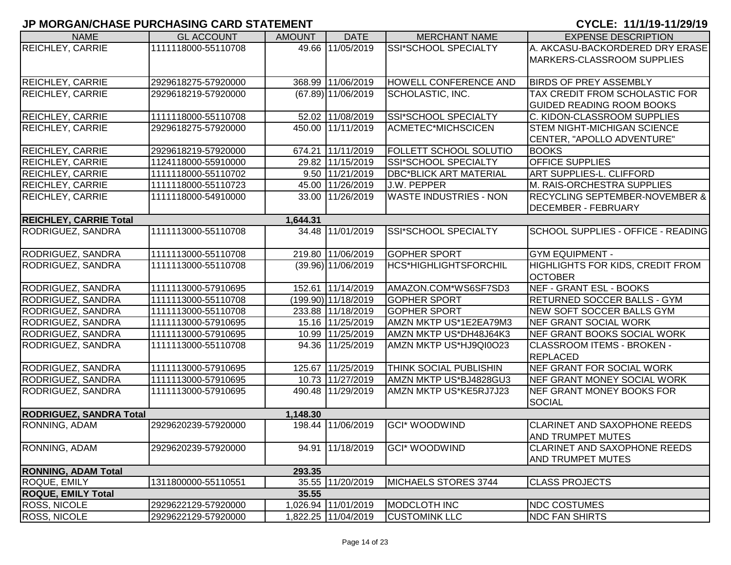## JP MORGAN/CHASE PURCHASING CARD STATEMENT

**CYCLE: 11/1/19-11/29/19**

| NAME | GL ACCOUNT | AMOUNT | DATE | MERCHANT NAME | EXPENSE DESCRIPTION |
|---|---|---|---|---|---|
| REICHLEY, CARRIE | 1111118000-55110708 | 49.66 | 11/05/2019 | SSI*SCHOOL SPECIALTY | A. AKCASU-BACKORDERED DRY ERASE MARKERS-CLASSROOM SUPPLIES |
| REICHLEY, CARRIE | 2929618275-57920000 | 368.99 | 11/06/2019 | HOWELL CONFERENCE AND | BIRDS OF PREY ASSEMBLY |
| REICHLEY, CARRIE | 2929618219-57920000 | (67.89) | 11/06/2019 | SCHOLASTIC, INC. | TAX CREDIT FROM SCHOLASTIC FOR GUIDED READING ROOM BOOKS |
| REICHLEY, CARRIE | 1111118000-55110708 | 52.02 | 11/08/2019 | SSI*SCHOOL SPECIALTY | C. KIDON-CLASSROOM SUPPLIES |
| REICHLEY, CARRIE | 2929618275-57920000 | 450.00 | 11/11/2019 | ACMETEC*MICHSCICEN | STEM NIGHT-MICHIGAN SCIENCE CENTER, "APOLLO ADVENTURE" |
| REICHLEY, CARRIE | 2929618219-57920000 | 674.21 | 11/11/2019 | FOLLETT SCHOOL SOLUTIO | BOOKS |
| REICHLEY, CARRIE | 1124118000-55910000 | 29.82 | 11/15/2019 | SSI*SCHOOL SPECIALTY | OFFICE SUPPLIES |
| REICHLEY, CARRIE | 1111118000-55110702 | 9.50 | 11/21/2019 | DBC*BLICK ART MATERIAL | ART SUPPLIES-L. CLIFFORD |
| REICHLEY, CARRIE | 1111118000-55110723 | 45.00 | 11/26/2019 | J.W. PEPPER | M. RAIS-ORCHESTRA SUPPLIES |
| REICHLEY, CARRIE | 1111118000-54910000 | 33.00 | 11/26/2019 | WASTE INDUSTRIES - NON | RECYCLING SEPTEMBER-NOVEMBER & DECEMBER - FEBRUARY |
| **REICHLEY, CARRIE Total** | | **1,644.31** | | | |
| RODRIGUEZ, SANDRA | 1111113000-55110708 | 34.48 | 11/01/2019 | SSI*SCHOOL SPECIALTY | SCHOOL SUPPLIES - OFFICE - READING |
| RODRIGUEZ, SANDRA | 1111113000-55110708 | 219.80 | 11/06/2019 | GOPHER SPORT | GYM EQUIPMENT - |
| RODRIGUEZ, SANDRA | 1111113000-55110708 | (39.96) | 11/06/2019 | HCS*HIGHLIGHTSFORCHIL | HIGHLIGHTS FOR KIDS, CREDIT FROM OCTOBER |
| RODRIGUEZ, SANDRA | 1111113000-57910695 | 152.61 | 11/14/2019 | AMAZON.COM*WS6SF7SD3 | NEF - GRANT ESL - BOOKS |
| RODRIGUEZ, SANDRA | 1111113000-55110708 | (199.90) | 11/18/2019 | GOPHER SPORT | RETURNED SOCCER BALLS - GYM |
| RODRIGUEZ, SANDRA | 1111113000-55110708 | 233.88 | 11/18/2019 | GOPHER SPORT | NEW SOFT SOCCER BALLS GYM |
| RODRIGUEZ, SANDRA | 1111113000-57910695 | 15.16 | 11/25/2019 | AMZN MKTP US*1E2EA79M3 | NEF GRANT SOCIAL WORK |
| RODRIGUEZ, SANDRA | 1111113000-57910695 | 10.99 | 11/25/2019 | AMZN MKTP US*DH48J64K3 | NEF GRANT BOOKS SOCIAL WORK |
| RODRIGUEZ, SANDRA | 1111113000-55110708 | 94.36 | 11/25/2019 | AMZN MKTP US*HJ9QI0O23 | CLASSROOM ITEMS - BROKEN - REPLACED |
| RODRIGUEZ, SANDRA | 1111113000-57910695 | 125.67 | 11/25/2019 | THINK SOCIAL PUBLISHIN | NEF GRANT FOR SOCIAL WORK |
| RODRIGUEZ, SANDRA | 1111113000-57910695 | 10.73 | 11/27/2019 | AMZN MKTP US*BJ4828GU3 | NEF GRANT MONEY SOCIAL WORK |
| RODRIGUEZ, SANDRA | 1111113000-57910695 | 490.48 | 11/29/2019 | AMZN MKTP US*KE5RJ7J23 | NEF GRANT MONEY BOOKS FOR SOCIAL |
| **RODRIGUEZ, SANDRA Total** | | **1,148.30** | | | |
| RONNING, ADAM | 2929620239-57920000 | 198.44 | 11/06/2019 | GCI* WOODWIND | CLARINET AND SAXOPHONE REEDS AND TRUMPET MUTES |
| RONNING, ADAM | 2929620239-57920000 | 94.91 | 11/18/2019 | GCI* WOODWIND | CLARINET AND SAXOPHONE REEDS AND TRUMPET MUTES |
| **RONNING, ADAM Total** | | **293.35** | | | |
| ROQUE, EMILY | 1311800000-55110551 | 35.55 | 11/20/2019 | MICHAELS STORES 3744 | CLASS PROJECTS |
| **ROQUE, EMILY Total** | | **35.55** | | | |
| ROSS, NICOLE | 2929622129-57920000 | 1,026.94 | 11/01/2019 | MODCLOTH INC | NDC COSTUMES |
| ROSS, NICOLE | 2929622129-57920000 | 1,822.25 | 11/04/2019 | CUSTOMINK LLC | NDC FAN SHIRTS |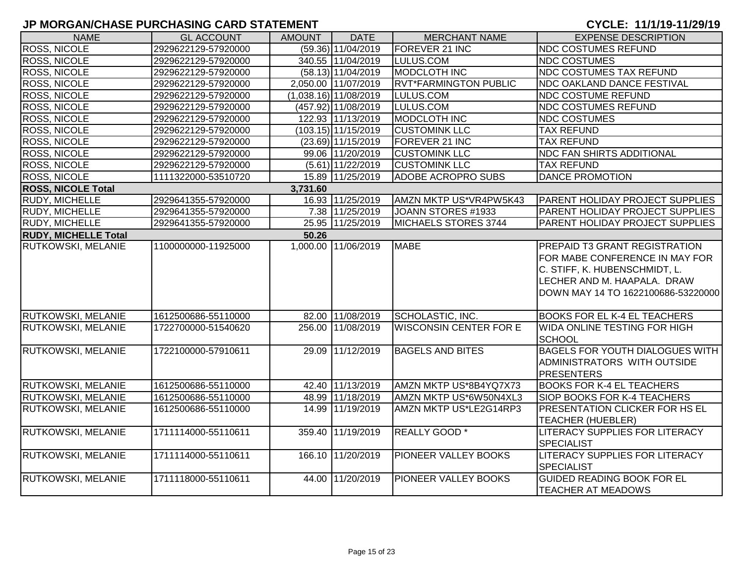# JP MORGAN/CHASE PURCHASING CARD STATEMENT

**CYCLE: 11/1/19-11/29/19**

| NAME | GL ACCOUNT | AMOUNT | DATE | MERCHANT NAME | EXPENSE DESCRIPTION |
|---|---|---|---|---|---|
| ROSS, NICOLE | 2929622129-57920000 | (59.36) | 11/04/2019 | FOREVER 21 INC | NDC COSTUMES REFUND |
| ROSS, NICOLE | 2929622129-57920000 | 340.55 | 11/04/2019 | LULUS.COM | NDC COSTUMES |
| ROSS, NICOLE | 2929622129-57920000 | (58.13) | 11/04/2019 | MODCLOTH INC | NDC COSTUMES TAX REFUND |
| ROSS, NICOLE | 2929622129-57920000 | 2,050.00 | 11/07/2019 | RVT*FARMINGTON PUBLIC | NDC OAKLAND DANCE FESTIVAL |
| ROSS, NICOLE | 2929622129-57920000 | (1,038.16) | 11/08/2019 | LULUS.COM | NDC COSTUME REFUND |
| ROSS, NICOLE | 2929622129-57920000 | (457.92) | 11/08/2019 | LULUS.COM | NDC COSTUMES REFUND |
| ROSS, NICOLE | 2929622129-57920000 | 122.93 | 11/13/2019 | MODCLOTH INC | NDC COSTUMES |
| ROSS, NICOLE | 2929622129-57920000 | (103.15) | 11/15/2019 | CUSTOMINK LLC | TAX REFUND |
| ROSS, NICOLE | 2929622129-57920000 | (23.69) | 11/15/2019 | FOREVER 21 INC | TAX REFUND |
| ROSS, NICOLE | 2929622129-57920000 | 99.06 | 11/20/2019 | CUSTOMINK LLC | NDC FAN SHIRTS ADDITIONAL |
| ROSS, NICOLE | 2929622129-57920000 | (5.61) | 11/22/2019 | CUSTOMINK LLC | TAX REFUND |
| ROSS, NICOLE | 1111322000-53510720 | 15.89 | 11/25/2019 | ADOBE ACROPRO SUBS | DANCE PROMOTION |
| **ROSS, NICOLE Total** | | **3,731.60** | | | |
| RUDY, MICHELLE | 2929641355-57920000 | 16.93 | 11/25/2019 | AMZN MKTP US*VR4PW5K43 | PARENT HOLIDAY PROJECT SUPPLIES |
| RUDY, MICHELLE | 2929641355-57920000 | 7.38 | 11/25/2019 | JOANN STORES #1933 | PARENT HOLIDAY PROJECT SUPPLIES |
| RUDY, MICHELLE | 2929641355-57920000 | 25.95 | 11/25/2019 | MICHAELS STORES 3744 | PARENT HOLIDAY PROJECT SUPPLIES |
| **RUDY, MICHELLE Total** | | **50.26** | | | |
| RUTKOWSKI, MELANIE | 1100000000-11925000 | 1,000.00 | 11/06/2019 | MABE | PREPAID T3 GRANT REGISTRATION FOR MABE CONFERENCE IN MAY FOR C. STIFF, K. HUBENSCHMIDT, L. LECHER AND M. HAAPALA. DRAW DOWN MAY 14 TO 1622100686-53220000 |
| RUTKOWSKI, MELANIE | 1612500686-55110000 | 82.00 | 11/08/2019 | SCHOLASTIC, INC. | BOOKS FOR EL K-4 EL TEACHERS |
| RUTKOWSKI, MELANIE | 1722700000-51540620 | 256.00 | 11/08/2019 | WISCONSIN CENTER FOR E | WIDA ONLINE TESTING FOR HIGH SCHOOL |
| RUTKOWSKI, MELANIE | 1722100000-57910611 | 29.09 | 11/12/2019 | BAGELS AND BITES | BAGELS FOR YOUTH DIALOGUES WITH ADMINISTRATORS WITH OUTSIDE PRESENTERS |
| RUTKOWSKI, MELANIE | 1612500686-55110000 | 42.40 | 11/13/2019 | AMZN MKTP US*8B4YQ7X73 | BOOKS FOR K-4 EL TEACHERS |
| RUTKOWSKI, MELANIE | 1612500686-55110000 | 48.99 | 11/18/2019 | AMZN MKTP US*6W50N4XL3 | SIOP BOOKS FOR K-4 TEACHERS |
| RUTKOWSKI, MELANIE | 1612500686-55110000 | 14.99 | 11/19/2019 | AMZN MKTP US*LE2G14RP3 | PRESENTATION CLICKER FOR HS EL TEACHER (HUEBLER) |
| RUTKOWSKI, MELANIE | 1711114000-55110611 | 359.40 | 11/19/2019 | REALLY GOOD * | LITERACY SUPPLIES FOR LITERACY SPECIALIST |
| RUTKOWSKI, MELANIE | 1711114000-55110611 | 166.10 | 11/20/2019 | PIONEER VALLEY BOOKS | LITERACY SUPPLIES FOR LITERACY SPECIALIST |
| RUTKOWSKI, MELANIE | 1711118000-55110611 | 44.00 | 11/20/2019 | PIONEER VALLEY BOOKS | GUIDED READING BOOK FOR EL TEACHER AT MEADOWS |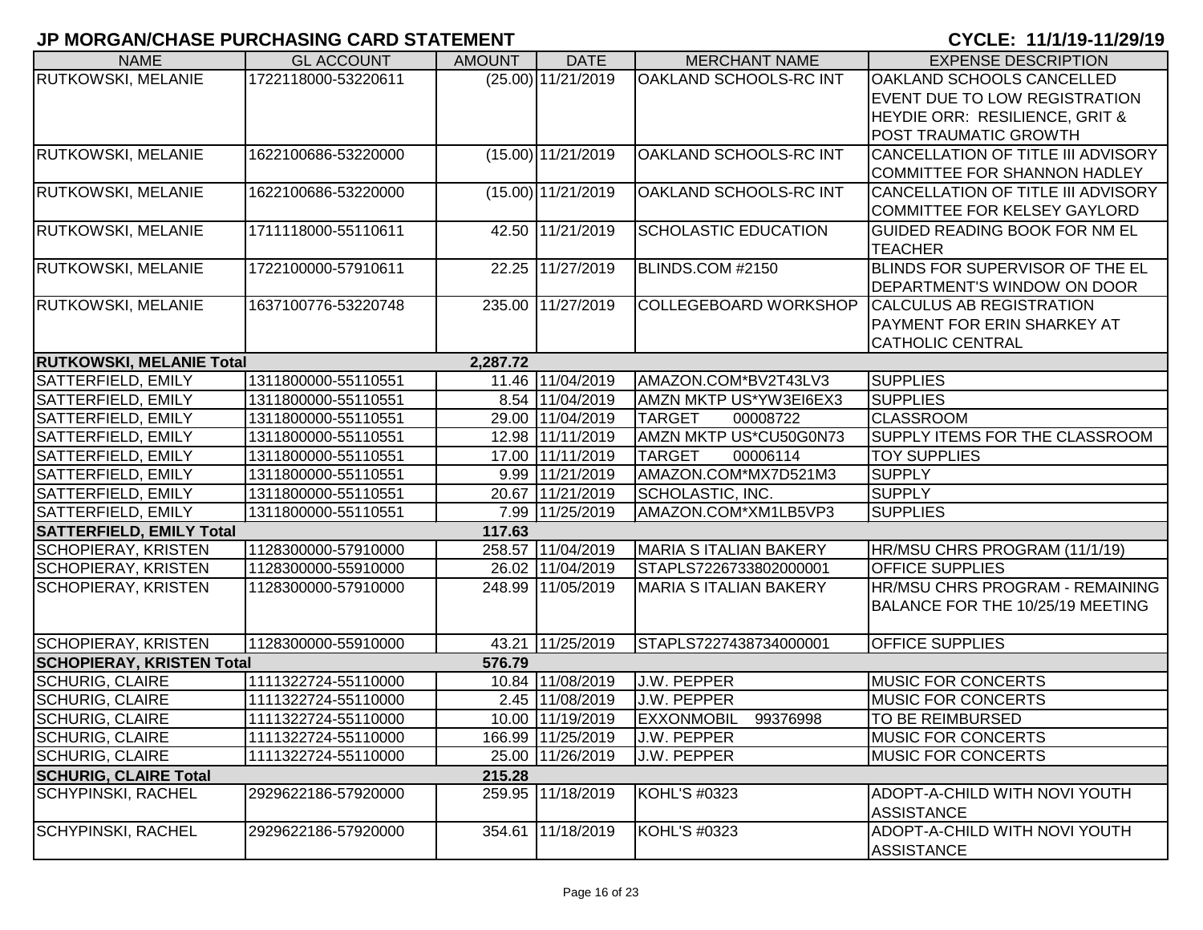# JP MORGAN/CHASE PURCHASING CARD STATEMENT

**CYCLE: 11/1/19-11/29/19**

| NAME | GL ACCOUNT | AMOUNT | DATE | MERCHANT NAME | EXPENSE DESCRIPTION |
|---|---|---|---|---|---|
| RUTKOWSKI, MELANIE | 1722118000-53220611 | (25.00) | 11/21/2019 | OAKLAND SCHOOLS-RC INT | OAKLAND SCHOOLS CANCELLED EVENT DUE TO LOW REGISTRATION HEYDIE ORR: RESILIENCE, GRIT & POST TRAUMATIC GROWTH |
| RUTKOWSKI, MELANIE | 1622100686-53220000 | (15.00) | 11/21/2019 | OAKLAND SCHOOLS-RC INT | CANCELLATION OF TITLE III ADVISORY COMMITTEE FOR SHANNON HADLEY |
| RUTKOWSKI, MELANIE | 1622100686-53220000 | (15.00) | 11/21/2019 | OAKLAND SCHOOLS-RC INT | CANCELLATION OF TITLE III ADVISORY COMMITTEE FOR KELSEY GAYLORD |
| RUTKOWSKI, MELANIE | 1711118000-55110611 | 42.50 | 11/21/2019 | SCHOLASTIC EDUCATION | GUIDED READING BOOK FOR NM EL TEACHER |
| RUTKOWSKI, MELANIE | 1722100000-57910611 | 22.25 | 11/27/2019 | BLINDS.COM #2150 | BLINDS FOR SUPERVISOR OF THE EL DEPARTMENT'S WINDOW ON DOOR |
| RUTKOWSKI, MELANIE | 1637100776-53220748 | 235.00 | 11/27/2019 | COLLEGEBOARD WORKSHOP | CALCULUS AB REGISTRATION PAYMENT FOR ERIN SHARKEY AT CATHOLIC CENTRAL |
| **RUTKOWSKI, MELANIE Total** | | **2,287.72** | | | |
| SATTERFIELD, EMILY | 1311800000-55110551 | 11.46 | 11/04/2019 | AMAZON.COM*BV2T43LV3 | SUPPLIES |
| SATTERFIELD, EMILY | 1311800000-55110551 | 8.54 | 11/04/2019 | AMZN MKTP US*YW3EI6EX3 | SUPPLIES |
| SATTERFIELD, EMILY | 1311800000-55110551 | 29.00 | 11/04/2019 | TARGET 00008722 | CLASSROOM |
| SATTERFIELD, EMILY | 1311800000-55110551 | 12.98 | 11/11/2019 | AMZN MKTP US*CU50G0N73 | SUPPLY ITEMS FOR THE CLASSROOM |
| SATTERFIELD, EMILY | 1311800000-55110551 | 17.00 | 11/11/2019 | TARGET 00006114 | TOY SUPPLIES |
| SATTERFIELD, EMILY | 1311800000-55110551 | 9.99 | 11/21/2019 | AMAZON.COM*MX7D521M3 | SUPPLY |
| SATTERFIELD, EMILY | 1311800000-55110551 | 20.67 | 11/21/2019 | SCHOLASTIC, INC. | SUPPLY |
| SATTERFIELD, EMILY | 1311800000-55110551 | 7.99 | 11/25/2019 | AMAZON.COM*XM1LB5VP3 | SUPPLIES |
| **SATTERFIELD, EMILY Total** | | **117.63** | | | |
| SCHOPIERAY, KRISTEN | 1128300000-57910000 | 258.57 | 11/04/2019 | MARIA S ITALIAN BAKERY | HR/MSU CHRS PROGRAM (11/1/19) |
| SCHOPIERAY, KRISTEN | 1128300000-55910000 | 26.02 | 11/04/2019 | STAPLS7226733802000001 | OFFICE SUPPLIES |
| SCHOPIERAY, KRISTEN | 1128300000-57910000 | 248.99 | 11/05/2019 | MARIA S ITALIAN BAKERY | HR/MSU CHRS PROGRAM - REMAINING BALANCE FOR THE 10/25/19 MEETING |
| SCHOPIERAY, KRISTEN | 1128300000-55910000 | 43.21 | 11/25/2019 | STAPLS7227438734000001 | OFFICE SUPPLIES |
| **SCHOPIERAY, KRISTEN Total** | | **576.79** | | | |
| SCHURIG, CLAIRE | 1111322724-55110000 | 10.84 | 11/08/2019 | J.W. PEPPER | MUSIC FOR CONCERTS |
| SCHURIG, CLAIRE | 1111322724-55110000 | 2.45 | 11/08/2019 | J.W. PEPPER | MUSIC FOR CONCERTS |
| SCHURIG, CLAIRE | 1111322724-55110000 | 10.00 | 11/19/2019 | EXXONMOBIL 99376998 | TO BE REIMBURSED |
| SCHURIG, CLAIRE | 1111322724-55110000 | 166.99 | 11/25/2019 | J.W. PEPPER | MUSIC FOR CONCERTS |
| SCHURIG, CLAIRE | 1111322724-55110000 | 25.00 | 11/26/2019 | J.W. PEPPER | MUSIC FOR CONCERTS |
| **SCHURIG, CLAIRE Total** | | **215.28** | | | |
| SCHYPINSKI, RACHEL | 2929622186-57920000 | 259.95 | 11/18/2019 | KOHL'S #0323 | ADOPT-A-CHILD WITH NOVI YOUTH ASSISTANCE |
| SCHYPINSKI, RACHEL | 2929622186-57920000 | 354.61 | 11/18/2019 | KOHL'S #0323 | ADOPT-A-CHILD WITH NOVI YOUTH ASSISTANCE |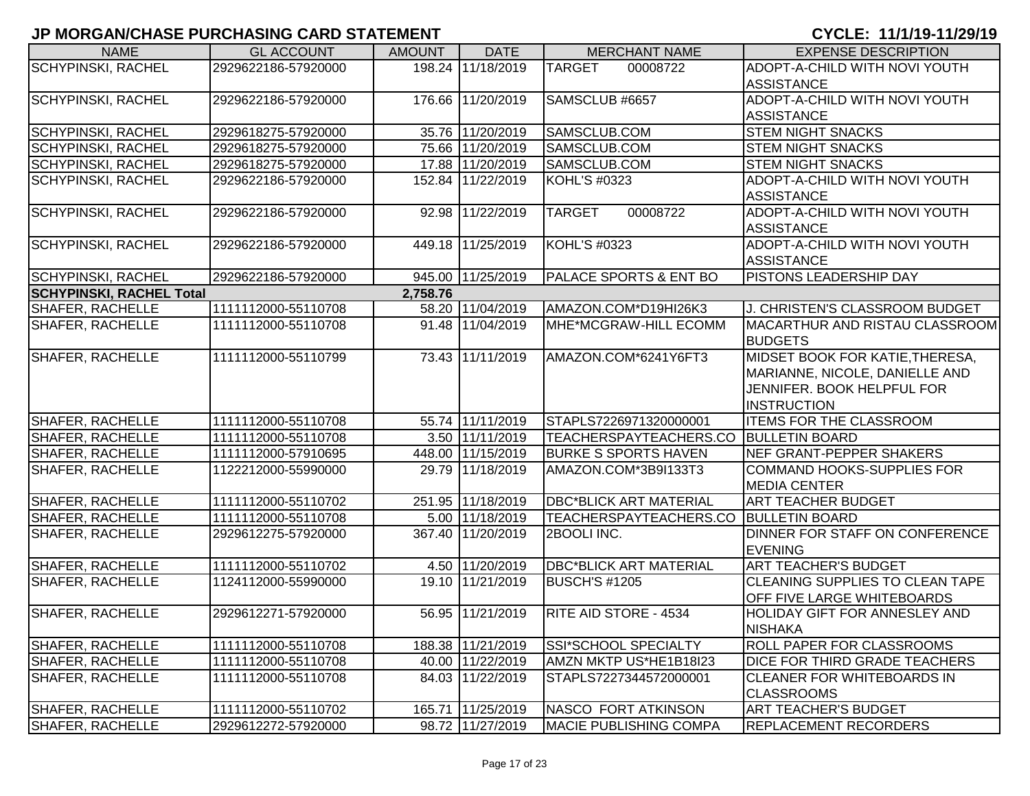# JP MORGAN/CHASE PURCHASING CARD STATEMENT

**CYCLE: 11/1/19-11/29/19**

| NAME | GL ACCOUNT | AMOUNT | DATE | MERCHANT NAME | EXPENSE DESCRIPTION |
|---|---|---|---|---|---|
| SCHYPINSKI, RACHEL | 2929622186-57920000 | 198.24 | 11/18/2019 | TARGET 00008722 | ADOPT-A-CHILD WITH NOVI YOUTH ASSISTANCE |
| SCHYPINSKI, RACHEL | 2929622186-57920000 | 176.66 | 11/20/2019 | SAMSCLUB #6657 | ADOPT-A-CHILD WITH NOVI YOUTH ASSISTANCE |
| SCHYPINSKI, RACHEL | 2929618275-57920000 | 35.76 | 11/20/2019 | SAMSCLUB.COM | STEM NIGHT SNACKS |
| SCHYPINSKI, RACHEL | 2929618275-57920000 | 75.66 | 11/20/2019 | SAMSCLUB.COM | STEM NIGHT SNACKS |
| SCHYPINSKI, RACHEL | 2929618275-57920000 | 17.88 | 11/20/2019 | SAMSCLUB.COM | STEM NIGHT SNACKS |
| SCHYPINSKI, RACHEL | 2929622186-57920000 | 152.84 | 11/22/2019 | KOHL'S #0323 | ADOPT-A-CHILD WITH NOVI YOUTH ASSISTANCE |
| SCHYPINSKI, RACHEL | 2929622186-57920000 | 92.98 | 11/22/2019 | TARGET 00008722 | ADOPT-A-CHILD WITH NOVI YOUTH ASSISTANCE |
| SCHYPINSKI, RACHEL | 2929622186-57920000 | 449.18 | 11/25/2019 | KOHL'S #0323 | ADOPT-A-CHILD WITH NOVI YOUTH ASSISTANCE |
| SCHYPINSKI, RACHEL | 2929622186-57920000 | 945.00 | 11/25/2019 | PALACE SPORTS & ENT BO | PISTONS LEADERSHIP DAY |
| **SCHYPINSKI, RACHEL Total** | | **2,758.76** | | | |
| SHAFER, RACHELLE | 1111112000-55110708 | 58.20 | 11/04/2019 | AMAZON.COM*D19HI26K3 | J. CHRISTEN'S CLASSROOM BUDGET |
| SHAFER, RACHELLE | 1111112000-55110708 | 91.48 | 11/04/2019 | MHE*MCGRAW-HILL ECOMM | MACARTHUR AND RISTAU CLASSROOM BUDGETS |
| SHAFER, RACHELLE | 1111112000-55110799 | 73.43 | 11/11/2019 | AMAZON.COM*6241Y6FT3 | MIDSET BOOK FOR KATIE,THERESA, MARIANNE, NICOLE, DANIELLE AND JENNIFER. BOOK HELPFUL FOR INSTRUCTION |
| SHAFER, RACHELLE | 1111112000-55110708 | 55.74 | 11/11/2019 | STAPLS7226971320000001 | ITEMS FOR THE CLASSROOM |
| SHAFER, RACHELLE | 1111112000-55110708 | 3.50 | 11/11/2019 | TEACHERSPAYTEACHERS.CO | BULLETIN BOARD |
| SHAFER, RACHELLE | 1111112000-57910695 | 448.00 | 11/15/2019 | BURKE S SPORTS HAVEN | NEF GRANT-PEPPER SHAKERS |
| SHAFER, RACHELLE | 1122212000-55990000 | 29.79 | 11/18/2019 | AMAZON.COM*3B9I133T3 | COMMAND HOOKS-SUPPLIES FOR MEDIA CENTER |
| SHAFER, RACHELLE | 1111112000-55110702 | 251.95 | 11/18/2019 | DBC*BLICK ART MATERIAL | ART TEACHER BUDGET |
| SHAFER, RACHELLE | 1111112000-55110708 | 5.00 | 11/18/2019 | TEACHERSPAYTEACHERS.CO | BULLETIN BOARD |
| SHAFER, RACHELLE | 2929612275-57920000 | 367.40 | 11/20/2019 | 2BOOLI INC. | DINNER FOR STAFF ON CONFERENCE EVENING |
| SHAFER, RACHELLE | 1111112000-55110702 | 4.50 | 11/20/2019 | DBC*BLICK ART MATERIAL | ART TEACHER'S BUDGET |
| SHAFER, RACHELLE | 1124112000-55990000 | 19.10 | 11/21/2019 | BUSCH'S #1205 | CLEANING SUPPLIES TO CLEAN TAPE OFF FIVE LARGE WHITEBOARDS |
| SHAFER, RACHELLE | 2929612271-57920000 | 56.95 | 11/21/2019 | RITE AID STORE - 4534 | HOLIDAY GIFT FOR ANNESLEY AND NISHAKA |
| SHAFER, RACHELLE | 1111112000-55110708 | 188.38 | 11/21/2019 | SSI*SCHOOL SPECIALTY | ROLL PAPER FOR CLASSROOMS |
| SHAFER, RACHELLE | 1111112000-55110708 | 40.00 | 11/22/2019 | AMZN MKTP US*HE1B18I23 | DICE FOR THIRD GRADE TEACHERS |
| SHAFER, RACHELLE | 1111112000-55110708 | 84.03 | 11/22/2019 | STAPLS7227344572000001 | CLEANER FOR WHITEBOARDS IN CLASSROOMS |
| SHAFER, RACHELLE | 1111112000-55110702 | 165.71 | 11/25/2019 | NASCO FORT ATKINSON | ART TEACHER'S BUDGET |
| SHAFER, RACHELLE | 2929612272-57920000 | 98.72 | 11/27/2019 | MACIE PUBLISHING COMPA | REPLACEMENT RECORDERS |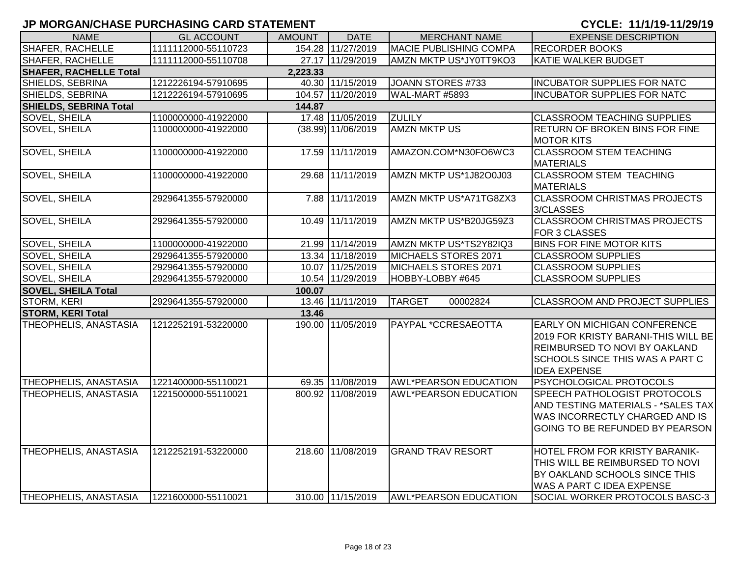## JP MORGAN/CHASE PURCHASING CARD STATEMENT

**CYCLE: 11/1/19-11/29/19**

| NAME | GL ACCOUNT | AMOUNT | DATE | MERCHANT NAME | EXPENSE DESCRIPTION |
|---|---|---|---|---|---|
| SHAFER, RACHELLE | 1111112000-55110723 | 154.28 | 11/27/2019 | MACIE PUBLISHING COMPA | RECORDER BOOKS |
| SHAFER, RACHELLE | 1111112000-55110708 | 27.17 | 11/29/2019 | AMZN MKTP US*JY0TT9KO3 | KATIE WALKER BUDGET |
| **SHAFER, RACHELLE Total** | | **2,223.33** | | | |
| SHIELDS, SEBRINA | 1212226194-57910695 | 40.30 | 11/15/2019 | JOANN STORES #733 | INCUBATOR SUPPLIES FOR NATC |
| SHIELDS, SEBRINA | 1212226194-57910695 | 104.57 | 11/20/2019 | WAL-MART #5893 | INCUBATOR SUPPLIES FOR NATC |
| **SHIELDS, SEBRINA Total** | | **144.87** | | | |
| SOVEL, SHEILA | 1100000000-41922000 | 17.48 | 11/05/2019 | ZULILY | CLASSROOM TEACHING SUPPLIES |
| SOVEL, SHEILA | 1100000000-41922000 | (38.99) | 11/06/2019 | AMZN MKTP US | RETURN OF BROKEN BINS FOR FINE MOTOR KITS |
| SOVEL, SHEILA | 1100000000-41922000 | 17.59 | 11/11/2019 | AMAZON.COM*N30FO6WC3 | CLASSROOM STEM TEACHING MATERIALS |
| SOVEL, SHEILA | 1100000000-41922000 | 29.68 | 11/11/2019 | AMZN MKTP US*1J82O0J03 | CLASSROOM STEM TEACHING MATERIALS |
| SOVEL, SHEILA | 2929641355-57920000 | 7.88 | 11/11/2019 | AMZN MKTP US*A71TG8ZX3 | CLASSROOM CHRISTMAS PROJECTS 3/CLASSES |
| SOVEL, SHEILA | 2929641355-57920000 | 10.49 | 11/11/2019 | AMZN MKTP US*B20JG59Z3 | CLASSROOM CHRISTMAS PROJECTS FOR 3 CLASSES |
| SOVEL, SHEILA | 1100000000-41922000 | 21.99 | 11/14/2019 | AMZN MKTP US*TS2Y82IQ3 | BINS FOR FINE MOTOR KITS |
| SOVEL, SHEILA | 2929641355-57920000 | 13.34 | 11/18/2019 | MICHAELS STORES 2071 | CLASSROOM SUPPLIES |
| SOVEL, SHEILA | 2929641355-57920000 | 10.07 | 11/25/2019 | MICHAELS STORES 2071 | CLASSROOM SUPPLIES |
| SOVEL, SHEILA | 2929641355-57920000 | 10.54 | 11/29/2019 | HOBBY-LOBBY #645 | CLASSROOM SUPPLIES |
| **SOVEL, SHEILA Total** | | **100.07** | | | |
| STORM, KERI | 2929641355-57920000 | 13.46 | 11/11/2019 | TARGET 00002824 | CLASSROOM AND PROJECT SUPPLIES |
| **STORM, KERI Total** | | **13.46** | | | |
| THEOPHELIS, ANASTASIA | 1212252191-53220000 | 190.00 | 11/05/2019 | PAYPAL *CCRESAEOTTA | EARLY ON MICHIGAN CONFERENCE 2019 FOR KRISTY BARANI-THIS WILL BE REIMBURSED TO NOVI BY OAKLAND SCHOOLS SINCE THIS WAS A PART C IDEA EXPENSE |
| THEOPHELIS, ANASTASIA | 1221400000-55110021 | 69.35 | 11/08/2019 | AWL*PEARSON EDUCATION | PSYCHOLOGICAL PROTOCOLS |
| THEOPHELIS, ANASTASIA | 1221500000-55110021 | 800.92 | 11/08/2019 | AWL*PEARSON EDUCATION | SPEECH PATHOLOGIST PROTOCOLS AND TESTING MATERIALS - *SALES TAX WAS INCORRECTLY CHARGED AND IS GOING TO BE REFUNDED BY PEARSON |
| THEOPHELIS, ANASTASIA | 1212252191-53220000 | 218.60 | 11/08/2019 | GRAND TRAV RESORT | HOTEL FROM FOR KRISTY BARANIK-THIS WILL BE REIMBURSED TO NOVI BY OAKLAND SCHOOLS SINCE THIS WAS A PART C IDEA EXPENSE |
| THEOPHELIS, ANASTASIA | 1221600000-55110021 | 310.00 | 11/15/2019 | AWL*PEARSON EDUCATION | SOCIAL WORKER PROTOCOLS BASC-3 |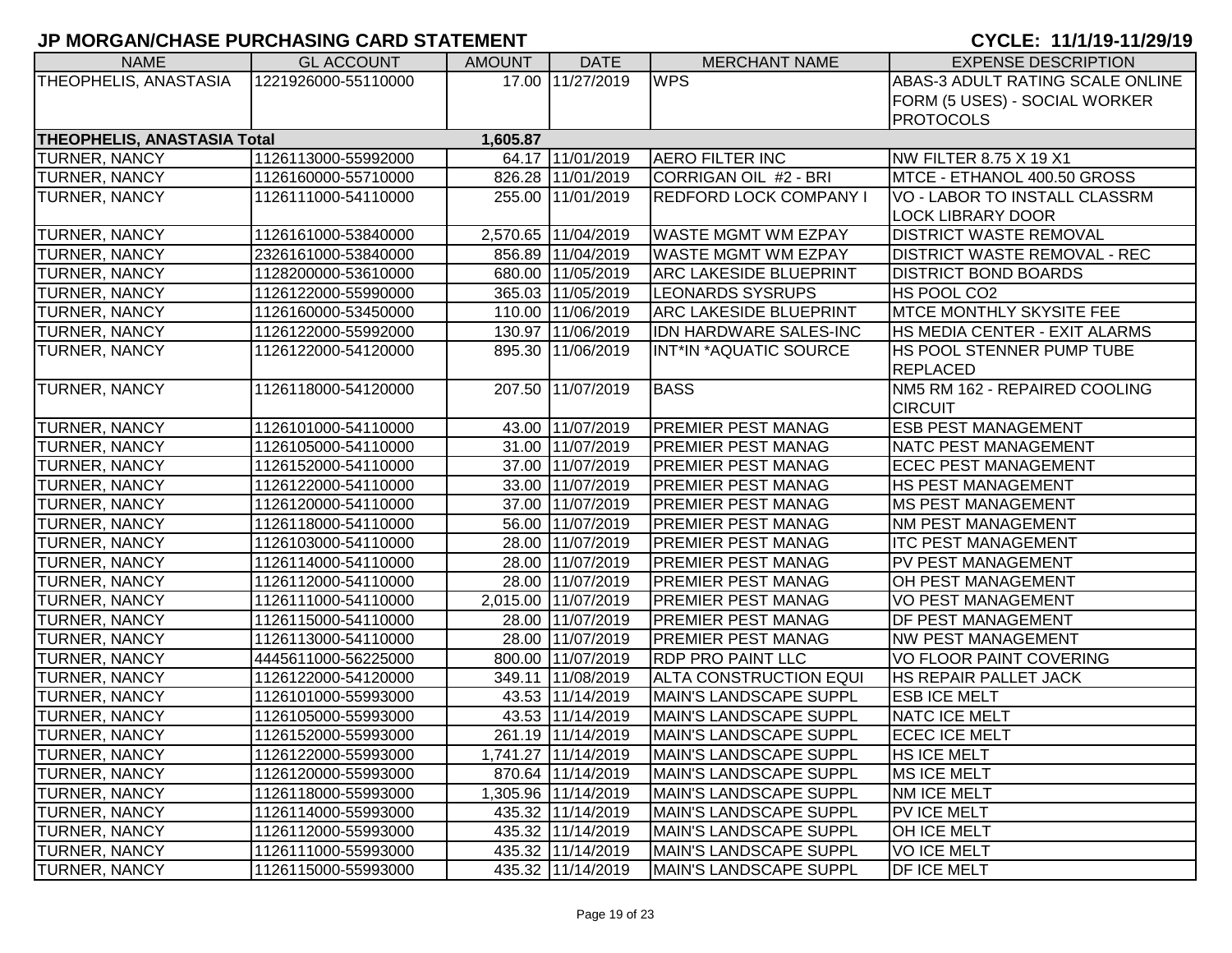# JP MORGAN/CHASE PURCHASING CARD STATEMENT

**CYCLE: 11/1/19-11/29/19**

| NAME | GL ACCOUNT | AMOUNT | DATE | MERCHANT NAME | EXPENSE DESCRIPTION |
|---|---|---|---|---|---|
| THEOPHELIS, ANASTASIA | 1221926000-55110000 | 17.00 | 11/27/2019 | WPS | ABAS-3 ADULT RATING SCALE ONLINE FORM (5 USES) - SOCIAL WORKER PROTOCOLS |
| **THEOPHELIS, ANASTASIA Total** | | **1,605.87** | | | |
| TURNER, NANCY | 1126113000-55992000 | 64.17 | 11/01/2019 | AERO FILTER INC | NW FILTER 8.75 X 19 X1 |
| TURNER, NANCY | 1126160000-55710000 | 826.28 | 11/01/2019 | CORRIGAN OIL #2 - BRI | MTCE - ETHANOL 400.50 GROSS |
| TURNER, NANCY | 1126111000-54110000 | 255.00 | 11/01/2019 | REDFORD LOCK COMPANY I | VO - LABOR TO INSTALL CLASSRM LOCK LIBRARY DOOR |
| TURNER, NANCY | 1126161000-53840000 | 2,570.65 | 11/04/2019 | WASTE MGMT WM EZPAY | DISTRICT WASTE REMOVAL |
| TURNER, NANCY | 2326161000-53840000 | 856.89 | 11/04/2019 | WASTE MGMT WM EZPAY | DISTRICT WASTE REMOVAL - REC |
| TURNER, NANCY | 1128200000-53610000 | 680.00 | 11/05/2019 | ARC LAKESIDE BLUEPRINT | DISTRICT BOND BOARDS |
| TURNER, NANCY | 1126122000-55990000 | 365.03 | 11/05/2019 | LEONARDS SYSRUPS | HS POOL CO2 |
| TURNER, NANCY | 1126160000-53450000 | 110.00 | 11/06/2019 | ARC LAKESIDE BLUEPRINT | MTCE MONTHLY SKYSITE FEE |
| TURNER, NANCY | 1126122000-55992000 | 130.97 | 11/06/2019 | IDN HARDWARE SALES-INC | HS MEDIA CENTER - EXIT ALARMS |
| TURNER, NANCY | 1126122000-54120000 | 895.30 | 11/06/2019 | INT*IN *AQUATIC SOURCE | HS POOL STENNER PUMP TUBE REPLACED |
| TURNER, NANCY | 1126118000-54120000 | 207.50 | 11/07/2019 | BASS | NM5 RM 162 - REPAIRED COOLING CIRCUIT |
| TURNER, NANCY | 1126101000-54110000 | 43.00 | 11/07/2019 | PREMIER PEST MANAG | ESB PEST MANAGEMENT |
| TURNER, NANCY | 1126105000-54110000 | 31.00 | 11/07/2019 | PREMIER PEST MANAG | NATC PEST MANAGEMENT |
| TURNER, NANCY | 1126152000-54110000 | 37.00 | 11/07/2019 | PREMIER PEST MANAG | ECEC PEST MANAGEMENT |
| TURNER, NANCY | 1126122000-54110000 | 33.00 | 11/07/2019 | PREMIER PEST MANAG | HS PEST MANAGEMENT |
| TURNER, NANCY | 1126120000-54110000 | 37.00 | 11/07/2019 | PREMIER PEST MANAG | MS PEST MANAGEMENT |
| TURNER, NANCY | 1126118000-54110000 | 56.00 | 11/07/2019 | PREMIER PEST MANAG | NM PEST MANAGEMENT |
| TURNER, NANCY | 1126103000-54110000 | 28.00 | 11/07/2019 | PREMIER PEST MANAG | ITC PEST MANAGEMENT |
| TURNER, NANCY | 1126114000-54110000 | 28.00 | 11/07/2019 | PREMIER PEST MANAG | PV PEST MANAGEMENT |
| TURNER, NANCY | 1126112000-54110000 | 28.00 | 11/07/2019 | PREMIER PEST MANAG | OH PEST MANAGEMENT |
| TURNER, NANCY | 1126111000-54110000 | 2,015.00 | 11/07/2019 | PREMIER PEST MANAG | VO PEST MANAGEMENT |
| TURNER, NANCY | 1126115000-54110000 | 28.00 | 11/07/2019 | PREMIER PEST MANAG | DF PEST MANAGEMENT |
| TURNER, NANCY | 1126113000-54110000 | 28.00 | 11/07/2019 | PREMIER PEST MANAG | NW PEST MANAGEMENT |
| TURNER, NANCY | 4445611000-56225000 | 800.00 | 11/07/2019 | RDP PRO PAINT LLC | VO FLOOR PAINT COVERING |
| TURNER, NANCY | 1126122000-54120000 | 349.11 | 11/08/2019 | ALTA CONSTRUCTION EQUI | HS REPAIR PALLET JACK |
| TURNER, NANCY | 1126101000-55993000 | 43.53 | 11/14/2019 | MAIN'S LANDSCAPE SUPPL | ESB ICE MELT |
| TURNER, NANCY | 1126105000-55993000 | 43.53 | 11/14/2019 | MAIN'S LANDSCAPE SUPPL | NATC ICE MELT |
| TURNER, NANCY | 1126152000-55993000 | 261.19 | 11/14/2019 | MAIN'S LANDSCAPE SUPPL | ECEC ICE MELT |
| TURNER, NANCY | 1126122000-55993000 | 1,741.27 | 11/14/2019 | MAIN'S LANDSCAPE SUPPL | HS ICE MELT |
| TURNER, NANCY | 1126120000-55993000 | 870.64 | 11/14/2019 | MAIN'S LANDSCAPE SUPPL | MS ICE MELT |
| TURNER, NANCY | 1126118000-55993000 | 1,305.96 | 11/14/2019 | MAIN'S LANDSCAPE SUPPL | NM ICE MELT |
| TURNER, NANCY | 1126114000-55993000 | 435.32 | 11/14/2019 | MAIN'S LANDSCAPE SUPPL | PV ICE MELT |
| TURNER, NANCY | 1126112000-55993000 | 435.32 | 11/14/2019 | MAIN'S LANDSCAPE SUPPL | OH ICE MELT |
| TURNER, NANCY | 1126111000-55993000 | 435.32 | 11/14/2019 | MAIN'S LANDSCAPE SUPPL | VO ICE MELT |
| TURNER, NANCY | 1126115000-55993000 | 435.32 | 11/14/2019 | MAIN'S LANDSCAPE SUPPL | DF ICE MELT |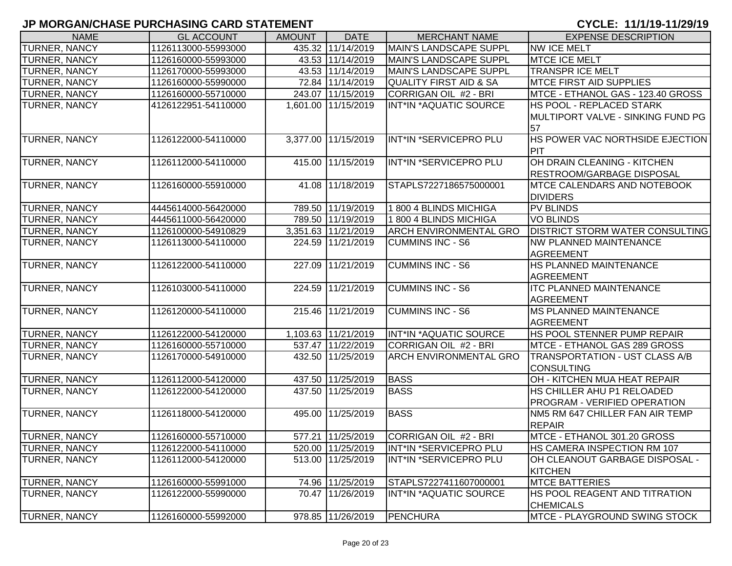# JP MORGAN/CHASE PURCHASING CARD STATEMENT

**CYCLE: 11/1/19-11/29/19**

| NAME | GL ACCOUNT | AMOUNT | DATE | MERCHANT NAME | EXPENSE DESCRIPTION |
|---|---|---|---|---|---|
| TURNER, NANCY | 1126113000-55993000 | 435.32 | 11/14/2019 | MAIN'S LANDSCAPE SUPPL | NW ICE MELT |
| TURNER, NANCY | 1126160000-55993000 | 43.53 | 11/14/2019 | MAIN'S LANDSCAPE SUPPL | MTCE ICE MELT |
| TURNER, NANCY | 1126170000-55993000 | 43.53 | 11/14/2019 | MAIN'S LANDSCAPE SUPPL | TRANSPR ICE MELT |
| TURNER, NANCY | 1126160000-55990000 | 72.84 | 11/14/2019 | QUALITY FIRST AID & SA | MTCE FIRST AID SUPPLIES |
| TURNER, NANCY | 1126160000-55710000 | 243.07 | 11/15/2019 | CORRIGAN OIL #2 - BRI | MTCE - ETHANOL GAS - 123.40 GROSS |
| TURNER, NANCY | 4126122951-54110000 | 1,601.00 | 11/15/2019 | INT*IN *AQUATIC SOURCE | HS POOL - REPLACED STARK MULTIPORT VALVE - SINKING FUND PG 57 |
| TURNER, NANCY | 1126122000-54110000 | 3,377.00 | 11/15/2019 | INT*IN *SERVICEPRO PLU | HS POWER VAC NORTHSIDE EJECTION PIT |
| TURNER, NANCY | 1126112000-54110000 | 415.00 | 11/15/2019 | INT*IN *SERVICEPRO PLU | OH DRAIN CLEANING - KITCHEN RESTROOM/GARBAGE DISPOSAL |
| TURNER, NANCY | 1126160000-55910000 | 41.08 | 11/18/2019 | STAPLS7227186575000001 | MTCE CALENDARS AND NOTEBOOK DIVIDERS |
| TURNER, NANCY | 4445614000-56420000 | 789.50 | 11/19/2019 | 1 800 4 BLINDS MICHIGA | PV BLINDS |
| TURNER, NANCY | 4445611000-56420000 | 789.50 | 11/19/2019 | 1 800 4 BLINDS MICHIGA | VO BLINDS |
| TURNER, NANCY | 1126100000-54910829 | 3,351.63 | 11/21/2019 | ARCH ENVIRONMENTAL GRO | DISTRICT STORM WATER CONSULTING |
| TURNER, NANCY | 1126113000-54110000 | 224.59 | 11/21/2019 | CUMMINS INC - S6 | NW PLANNED MAINTENANCE AGREEMENT |
| TURNER, NANCY | 1126122000-54110000 | 227.09 | 11/21/2019 | CUMMINS INC - S6 | HS PLANNED MAINTENANCE AGREEMENT |
| TURNER, NANCY | 1126103000-54110000 | 224.59 | 11/21/2019 | CUMMINS INC - S6 | ITC PLANNED MAINTENANCE AGREEMENT |
| TURNER, NANCY | 1126120000-54110000 | 215.46 | 11/21/2019 | CUMMINS INC - S6 | MS PLANNED MAINTENANCE AGREEMENT |
| TURNER, NANCY | 1126122000-54120000 | 1,103.63 | 11/21/2019 | INT*IN *AQUATIC SOURCE | HS POOL STENNER PUMP REPAIR |
| TURNER, NANCY | 1126160000-55710000 | 537.47 | 11/22/2019 | CORRIGAN OIL #2 - BRI | MTCE - ETHANOL GAS 289 GROSS |
| TURNER, NANCY | 1126170000-54910000 | 432.50 | 11/25/2019 | ARCH ENVIRONMENTAL GRO | TRANSPORTATION - UST CLASS A/B CONSULTING |
| TURNER, NANCY | 1126112000-54120000 | 437.50 | 11/25/2019 | BASS | OH - KITCHEN MUA HEAT REPAIR |
| TURNER, NANCY | 1126122000-54120000 | 437.50 | 11/25/2019 | BASS | HS CHILLER AHU P1 RELOADED PROGRAM - VERIFIED OPERATION |
| TURNER, NANCY | 1126118000-54120000 | 495.00 | 11/25/2019 | BASS | NM5 RM 647 CHILLER FAN AIR TEMP REPAIR |
| TURNER, NANCY | 1126160000-55710000 | 577.21 | 11/25/2019 | CORRIGAN OIL #2 - BRI | MTCE - ETHANOL 301.20 GROSS |
| TURNER, NANCY | 1126122000-54110000 | 520.00 | 11/25/2019 | INT*IN *SERVICEPRO PLU | HS CAMERA INSPECTION RM 107 |
| TURNER, NANCY | 1126112000-54120000 | 513.00 | 11/25/2019 | INT*IN *SERVICEPRO PLU | OH CLEANOUT GARBAGE DISPOSAL - KITCHEN |
| TURNER, NANCY | 1126160000-55991000 | 74.96 | 11/25/2019 | STAPLS7227411607000001 | MTCE BATTERIES |
| TURNER, NANCY | 1126122000-55990000 | 70.47 | 11/26/2019 | INT*IN *AQUATIC SOURCE | HS POOL REAGENT AND TITRATION CHEMICALS |
| TURNER, NANCY | 1126160000-55992000 | 978.85 | 11/26/2019 | PENCHURA | MTCE - PLAYGROUND SWING STOCK |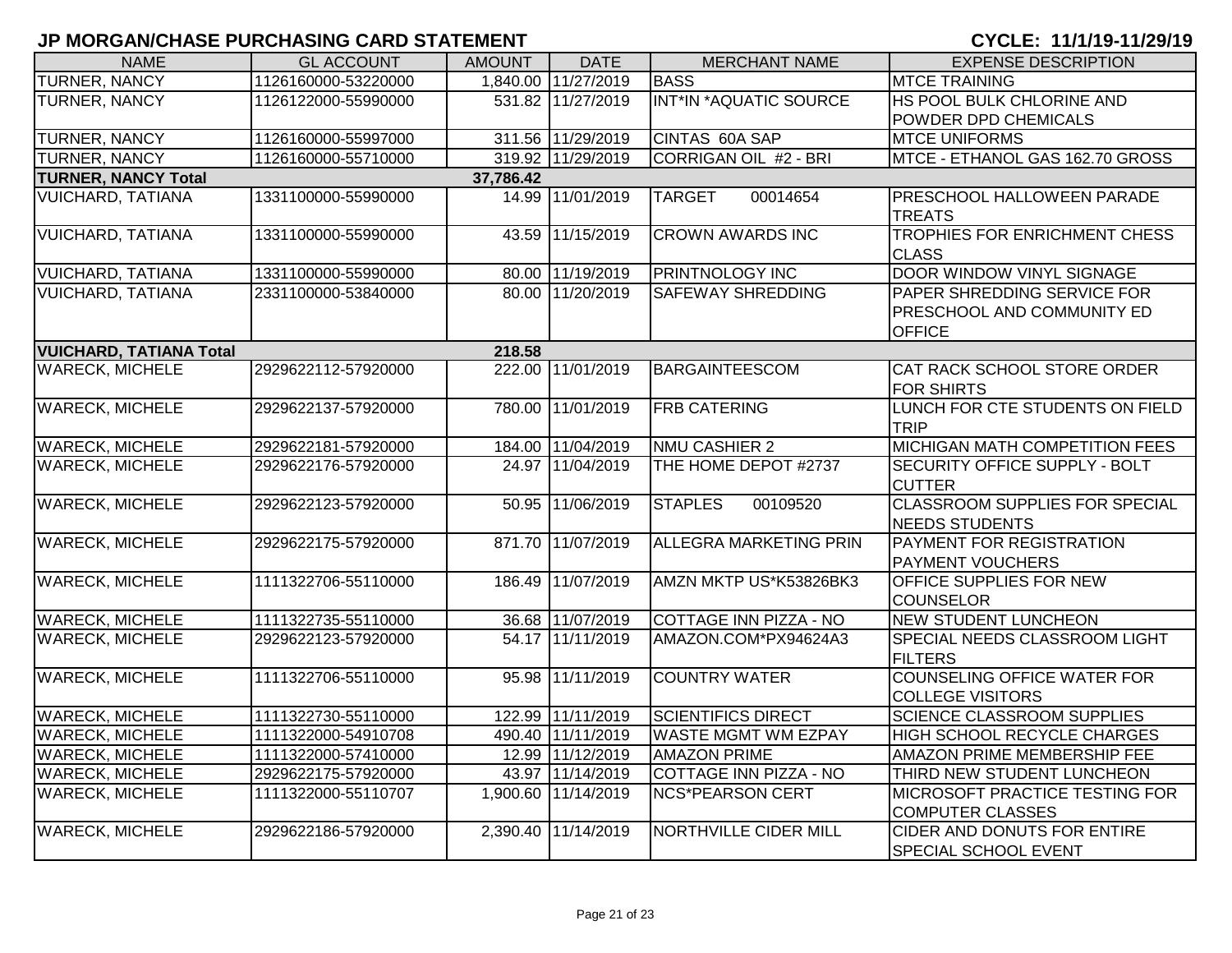# JP MORGAN/CHASE PURCHASING CARD STATEMENT

**CYCLE: 11/1/19-11/29/19**

| NAME | GL ACCOUNT | AMOUNT | DATE | MERCHANT NAME | EXPENSE DESCRIPTION |
|---|---|---|---|---|---|
| TURNER, NANCY | 1126160000-53220000 | 1,840.00 | 11/27/2019 | BASS | MTCE TRAINING |
| TURNER, NANCY | 1126122000-55990000 | 531.82 | 11/27/2019 | INT*IN *AQUATIC SOURCE | HS POOL BULK CHLORINE AND POWDER DPD CHEMICALS |
| TURNER, NANCY | 1126160000-55997000 | 311.56 | 11/29/2019 | CINTAS 60A SAP | MTCE UNIFORMS |
| TURNER, NANCY | 1126160000-55710000 | 319.92 | 11/29/2019 | CORRIGAN OIL #2 - BRI | MTCE - ETHANOL GAS 162.70 GROSS |
| **TURNER, NANCY Total** | | **37,786.42** | | | |
| VUICHARD, TATIANA | 1331100000-55990000 | 14.99 | 11/01/2019 | TARGET 00014654 | PRESCHOOL HALLOWEEN PARADE TREATS |
| VUICHARD, TATIANA | 1331100000-55990000 | 43.59 | 11/15/2019 | CROWN AWARDS INC | TROPHIES FOR ENRICHMENT CHESS CLASS |
| VUICHARD, TATIANA | 1331100000-55990000 | 80.00 | 11/19/2019 | PRINTNOLOGY INC | DOOR WINDOW VINYL SIGNAGE |
| VUICHARD, TATIANA | 2331100000-53840000 | 80.00 | 11/20/2019 | SAFEWAY SHREDDING | PAPER SHREDDING SERVICE FOR PRESCHOOL AND COMMUNITY ED OFFICE |
| **VUICHARD, TATIANA Total** | | **218.58** | | | |
| WARECK, MICHELE | 2929622112-57920000 | 222.00 | 11/01/2019 | BARGAINTEESCOM | CAT RACK SCHOOL STORE ORDER FOR SHIRTS |
| WARECK, MICHELE | 2929622137-57920000 | 780.00 | 11/01/2019 | FRB CATERING | LUNCH FOR CTE STUDENTS ON FIELD TRIP |
| WARECK, MICHELE | 2929622181-57920000 | 184.00 | 11/04/2019 | NMU CASHIER 2 | MICHIGAN MATH COMPETITION FEES |
| WARECK, MICHELE | 2929622176-57920000 | 24.97 | 11/04/2019 | THE HOME DEPOT #2737 | SECURITY OFFICE SUPPLY - BOLT CUTTER |
| WARECK, MICHELE | 2929622123-57920000 | 50.95 | 11/06/2019 | STAPLES 00109520 | CLASSROOM SUPPLIES FOR SPECIAL NEEDS STUDENTS |
| WARECK, MICHELE | 2929622175-57920000 | 871.70 | 11/07/2019 | ALLEGRA MARKETING PRIN | PAYMENT FOR REGISTRATION PAYMENT VOUCHERS |
| WARECK, MICHELE | 1111322706-55110000 | 186.49 | 11/07/2019 | AMZN MKTP US*K53826BK3 | OFFICE SUPPLIES FOR NEW COUNSELOR |
| WARECK, MICHELE | 1111322735-55110000 | 36.68 | 11/07/2019 | COTTAGE INN PIZZA - NO | NEW STUDENT LUNCHEON |
| WARECK, MICHELE | 2929622123-57920000 | 54.17 | 11/11/2019 | AMAZON.COM*PX94624A3 | SPECIAL NEEDS CLASSROOM LIGHT FILTERS |
| WARECK, MICHELE | 1111322706-55110000 | 95.98 | 11/11/2019 | COUNTRY WATER | COUNSELING OFFICE WATER FOR COLLEGE VISITORS |
| WARECK, MICHELE | 1111322730-55110000 | 122.99 | 11/11/2019 | SCIENTIFICS DIRECT | SCIENCE CLASSROOM SUPPLIES |
| WARECK, MICHELE | 1111322000-54910708 | 490.40 | 11/11/2019 | WASTE MGMT WM EZPAY | HIGH SCHOOL RECYCLE CHARGES |
| WARECK, MICHELE | 1111322000-57410000 | 12.99 | 11/12/2019 | AMAZON PRIME | AMAZON PRIME MEMBERSHIP FEE |
| WARECK, MICHELE | 2929622175-57920000 | 43.97 | 11/14/2019 | COTTAGE INN PIZZA - NO | THIRD NEW STUDENT LUNCHEON |
| WARECK, MICHELE | 1111322000-55110707 | 1,900.60 | 11/14/2019 | NCS*PEARSON CERT | MICROSOFT PRACTICE TESTING FOR COMPUTER CLASSES |
| WARECK, MICHELE | 2929622186-57920000 | 2,390.40 | 11/14/2019 | NORTHVILLE CIDER MILL | CIDER AND DONUTS FOR ENTIRE SPECIAL SCHOOL EVENT |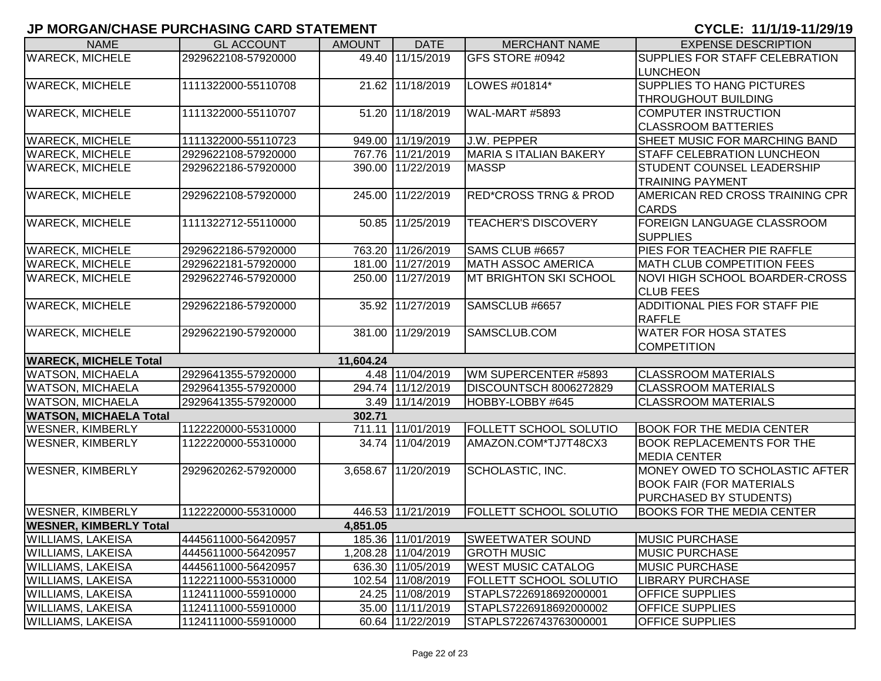## JP MORGAN/CHASE PURCHASING CARD STATEMENT

**CYCLE: 11/1/19-11/29/19**

| NAME | GL ACCOUNT | AMOUNT | DATE | MERCHANT NAME | EXPENSE DESCRIPTION |
|---|---|---|---|---|---|
| WARECK, MICHELE | 2929622108-57920000 | 49.40 | 11/15/2019 | GFS STORE #0942 | SUPPLIES FOR STAFF CELEBRATION LUNCHEON |
| WARECK, MICHELE | 1111322000-55110708 | 21.62 | 11/18/2019 | LOWES #01814* | SUPPLIES TO HANG PICTURES THROUGHOUT BUILDING |
| WARECK, MICHELE | 1111322000-55110707 | 51.20 | 11/18/2019 | WAL-MART #5893 | COMPUTER INSTRUCTION CLASSROOM BATTERIES |
| WARECK, MICHELE | 1111322000-55110723 | 949.00 | 11/19/2019 | J.W. PEPPER | SHEET MUSIC FOR MARCHING BAND |
| WARECK, MICHELE | 2929622108-57920000 | 767.76 | 11/21/2019 | MARIA S ITALIAN BAKERY | STAFF CELEBRATION LUNCHEON |
| WARECK, MICHELE | 2929622186-57920000 | 390.00 | 11/22/2019 | MASSP | STUDENT COUNSEL LEADERSHIP TRAINING PAYMENT |
| WARECK, MICHELE | 2929622108-57920000 | 245.00 | 11/22/2019 | RED*CROSS TRNG & PROD | AMERICAN RED CROSS TRAINING CPR CARDS |
| WARECK, MICHELE | 1111322712-55110000 | 50.85 | 11/25/2019 | TEACHER'S DISCOVERY | FOREIGN LANGUAGE CLASSROOM SUPPLIES |
| WARECK, MICHELE | 2929622186-57920000 | 763.20 | 11/26/2019 | SAMS CLUB #6657 | PIES FOR TEACHER PIE RAFFLE |
| WARECK, MICHELE | 2929622181-57920000 | 181.00 | 11/27/2019 | MATH ASSOC AMERICA | MATH CLUB COMPETITION FEES |
| WARECK, MICHELE | 2929622746-57920000 | 250.00 | 11/27/2019 | MT BRIGHTON SKI SCHOOL | NOVI HIGH SCHOOL BOARDER-CROSS CLUB FEES |
| WARECK, MICHELE | 2929622186-57920000 | 35.92 | 11/27/2019 | SAMSCLUB #6657 | ADDITIONAL PIES FOR STAFF PIE RAFFLE |
| WARECK, MICHELE | 2929622190-57920000 | 381.00 | 11/29/2019 | SAMSCLUB.COM | WATER FOR HOSA STATES COMPETITION |
| **WARECK, MICHELE Total** | | **11,604.24** | | | |
| WATSON, MICHAELA | 2929641355-57920000 | 4.48 | 11/04/2019 | WM SUPERCENTER #5893 | CLASSROOM MATERIALS |
| WATSON, MICHAELA | 2929641355-57920000 | 294.74 | 11/12/2019 | DISCOUNTSCH 8006272829 | CLASSROOM MATERIALS |
| WATSON, MICHAELA | 2929641355-57920000 | 3.49 | 11/14/2019 | HOBBY-LOBBY #645 | CLASSROOM MATERIALS |
| **WATSON, MICHAELA Total** | | **302.71** | | | |
| WESNER, KIMBERLY | 1122220000-55310000 | 711.11 | 11/01/2019 | FOLLETT SCHOOL SOLUTIO | BOOK FOR THE MEDIA CENTER |
| WESNER, KIMBERLY | 1122220000-55310000 | 34.74 | 11/04/2019 | AMAZON.COM*TJ7T48CX3 | BOOK REPLACEMENTS FOR THE MEDIA CENTER |
| WESNER, KIMBERLY | 2929620262-57920000 | 3,658.67 | 11/20/2019 | SCHOLASTIC, INC. | MONEY OWED TO SCHOLASTIC AFTER BOOK FAIR (FOR MATERIALS PURCHASED BY STUDENTS) |
| WESNER, KIMBERLY | 1122220000-55310000 | 446.53 | 11/21/2019 | FOLLETT SCHOOL SOLUTIO | BOOKS FOR THE MEDIA CENTER |
| **WESNER, KIMBERLY Total** | | **4,851.05** | | | |
| WILLIAMS, LAKEISA | 4445611000-56420957 | 185.36 | 11/01/2019 | SWEETWATER SOUND | MUSIC PURCHASE |
| WILLIAMS, LAKEISA | 4445611000-56420957 | 1,208.28 | 11/04/2019 | GROTH MUSIC | MUSIC PURCHASE |
| WILLIAMS, LAKEISA | 4445611000-56420957 | 636.30 | 11/05/2019 | WEST MUSIC CATALOG | MUSIC PURCHASE |
| WILLIAMS, LAKEISA | 1122211000-55310000 | 102.54 | 11/08/2019 | FOLLETT SCHOOL SOLUTIO | LIBRARY PURCHASE |
| WILLIAMS, LAKEISA | 1124111000-55910000 | 24.25 | 11/08/2019 | STAPLS7226918692000001 | OFFICE SUPPLIES |
| WILLIAMS, LAKEISA | 1124111000-55910000 | 35.00 | 11/11/2019 | STAPLS7226918692000002 | OFFICE SUPPLIES |
| WILLIAMS, LAKEISA | 1124111000-55910000 | 60.64 | 11/22/2019 | STAPLS7226743763000001 | OFFICE SUPPLIES |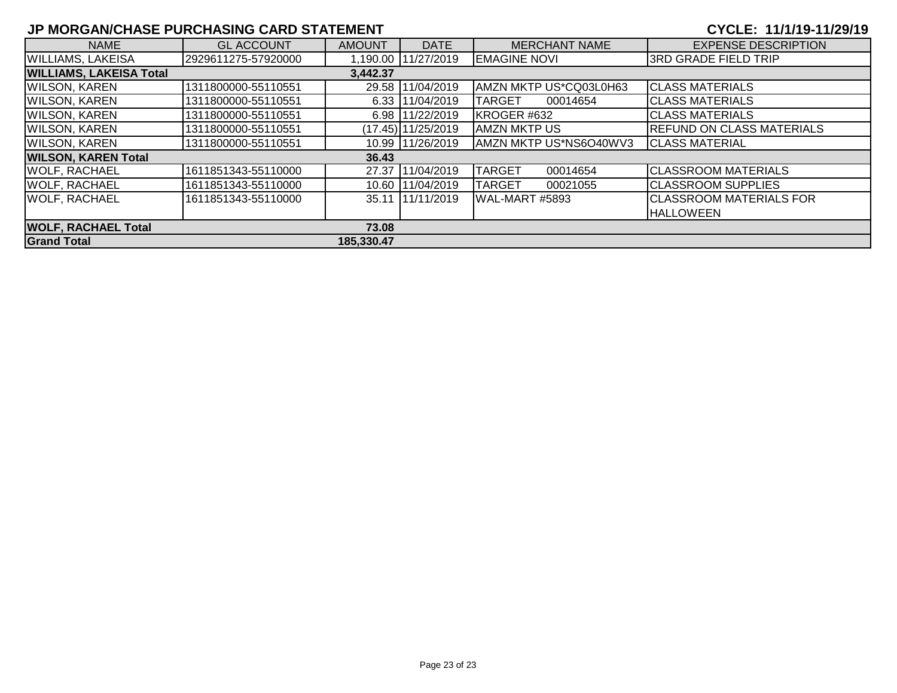**JP MORGAN/CHASE PURCHASING CARD STATEMENT** **CYCLE: 11/1/19-11/29/19**

| NAME | GL ACCOUNT | AMOUNT | DATE | MERCHANT NAME | EXPENSE DESCRIPTION |
|---|---|---|---|---|---|
| WILLIAMS, LAKEISA | 2929611275-57920000 | 1,190.00 | 11/27/2019 | EMAGINE NOVI | 3RD GRADE FIELD TRIP |
| **WILLIAMS, LAKEISA Total** | | **3,442.37** | | | |
| WILSON, KAREN | 1311800000-55110551 | 29.58 | 11/04/2019 | AMZN MKTP US*CQ03L0H63 | CLASS MATERIALS |
| WILSON, KAREN | 1311800000-55110551 | 6.33 | 11/04/2019 | TARGET 00014654 | CLASS MATERIALS |
| WILSON, KAREN | 1311800000-55110551 | 6.98 | 11/22/2019 | KROGER #632 | CLASS MATERIALS |
| WILSON, KAREN | 1311800000-55110551 | (17.45) | 11/25/2019 | AMZN MKTP US | REFUND ON CLASS MATERIALS |
| WILSON, KAREN | 1311800000-55110551 | 10.99 | 11/26/2019 | AMZN MKTP US*NS6O40WV3 | CLASS MATERIAL |
| **WILSON, KAREN Total** | | **36.43** | | | |
| WOLF, RACHAEL | 1611851343-55110000 | 27.37 | 11/04/2019 | TARGET 00014654 | CLASSROOM MATERIALS |
| WOLF, RACHAEL | 1611851343-55110000 | 10.60 | 11/04/2019 | TARGET 00021055 | CLASSROOM SUPPLIES |
| WOLF, RACHAEL | 1611851343-55110000 | 35.11 | 11/11/2019 | WAL-MART #5893 | CLASSROOM MATERIALS FOR HALLOWEEN |
| **WOLF, RACHAEL Total** | | **73.08** | | | |
| **Grand Total** | | **185,330.47** | | | |